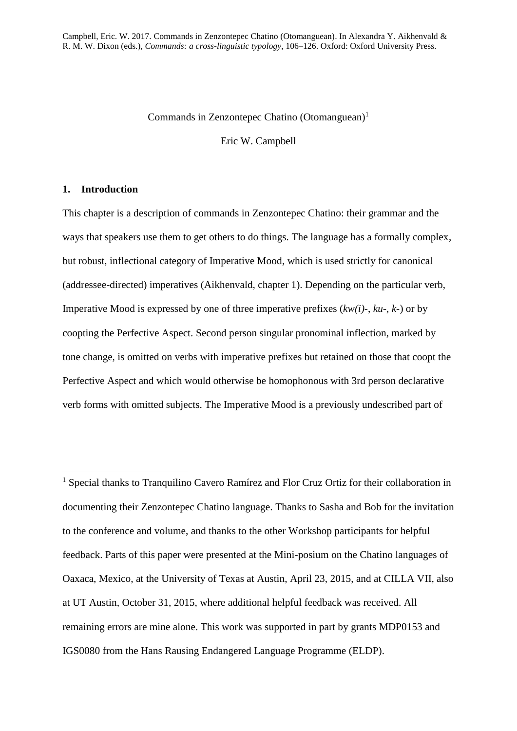Campbell, Eric. W. 2017. Commands in Zenzontepec Chatino (Otomanguean). In Alexandra Y. Aikhenvald & R. M. W. Dixon (eds.), *Commands: a cross-linguistic typology*, 106–126. Oxford: Oxford University Press.

# Commands in Zenzontepec Chatino (Otomanguean)[1]

Eric W. Campbell

## 1. Introduction

This chapter is a description of commands in Zenzontepec Chatino: their grammar and the ways that speakers use them to get others to do things. The language has a formally complex, but robust, inflectional category of Imperative Mood, which is used strictly for canonical (addressee-directed) imperatives (Aikhenvald, chapter 1). Depending on the particular verb, Imperative Mood is expressed by one of three imperative prefixes (*kw(i)-*, *ku-*, *k-*) or by coopting the Perfective Aspect. Second person singular pronominal inflection, marked by tone change, is omitted on verbs with imperative prefixes but retained on those that coopt the Perfective Aspect and which would otherwise be homophonous with 3rd person declarative verb forms with omitted subjects. The Imperative Mood is a previously undescribed part of

[1] Special thanks to Tranquilino Cavero Ramírez and Flor Cruz Ortiz for their collaboration in documenting their Zenzontepec Chatino language. Thanks to Sasha and Bob for the invitation to the conference and volume, and thanks to the other Workshop participants for helpful feedback. Parts of this paper were presented at the Mini-posium on the Chatino languages of Oaxaca, Mexico, at the University of Texas at Austin, April 23, 2015, and at CILLA VII, also at UT Austin, October 31, 2015, where additional helpful feedback was received. All remaining errors are mine alone. This work was supported in part by grants MDP0153 and IGS0080 from the Hans Rausing Endangered Language Programme (ELDP).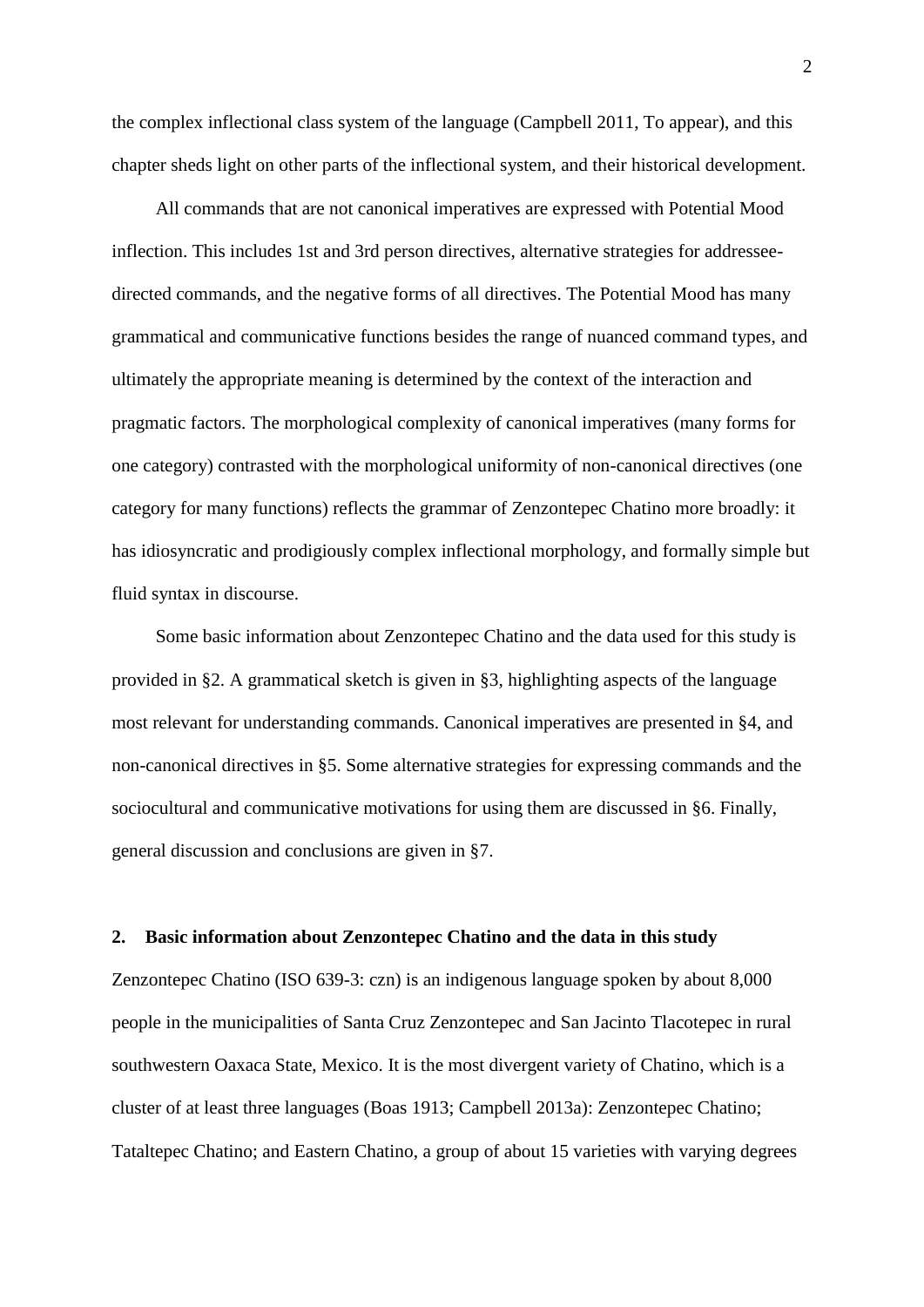the complex inflectional class system of the language (Campbell 2011, To appear), and this chapter sheds light on other parts of the inflectional system, and their historical development.

All commands that are not canonical imperatives are expressed with Potential Mood inflection. This includes 1st and 3rd person directives, alternative strategies for addressee-directed commands, and the negative forms of all directives. The Potential Mood has many grammatical and communicative functions besides the range of nuanced command types, and ultimately the appropriate meaning is determined by the context of the interaction and pragmatic factors. The morphological complexity of canonical imperatives (many forms for one category) contrasted with the morphological uniformity of non-canonical directives (one category for many functions) reflects the grammar of Zenzontepec Chatino more broadly: it has idiosyncratic and prodigiously complex inflectional morphology, and formally simple but fluid syntax in discourse.

Some basic information about Zenzontepec Chatino and the data used for this study is provided in §2. A grammatical sketch is given in §3, highlighting aspects of the language most relevant for understanding commands. Canonical imperatives are presented in §4, and non-canonical directives in §5. Some alternative strategies for expressing commands and the sociocultural and communicative motivations for using them are discussed in §6. Finally, general discussion and conclusions are given in §7.

## 2. Basic information about Zenzontepec Chatino and the data in this study

Zenzontepec Chatino (ISO 639-3: czn) is an indigenous language spoken by about 8,000 people in the municipalities of Santa Cruz Zenzontepec and San Jacinto Tlacotepec in rural southwestern Oaxaca State, Mexico. It is the most divergent variety of Chatino, which is a cluster of at least three languages (Boas 1913; Campbell 2013a): Zenzontepec Chatino; Tataltepec Chatino; and Eastern Chatino, a group of about 15 varieties with varying degrees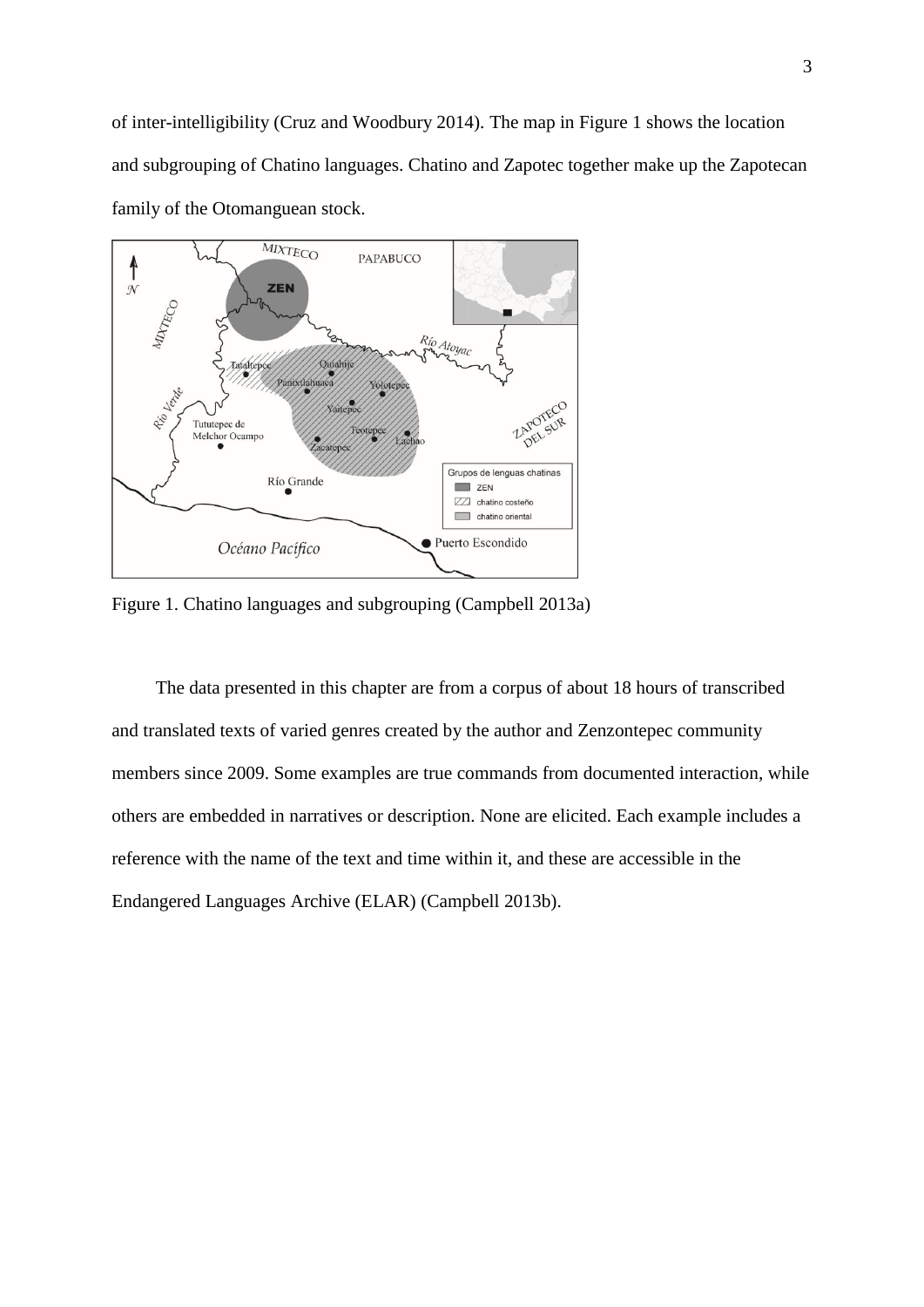of inter-intelligibility (Cruz and Woodbury 2014). The map in Figure 1 shows the location and subgrouping of Chatino languages. Chatino and Zapotec together make up the Zapotecan family of the Otomanguean stock.

Figure 1. Chatino languages and subgrouping (Campbell 2013a)

The data presented in this chapter are from a corpus of about 18 hours of transcribed and translated texts of varied genres created by the author and Zenzontepec community members since 2009. Some examples are true commands from documented interaction, while others are embedded in narratives or description. None are elicited. Each example includes a reference with the name of the text and time within it, and these are accessible in the Endangered Languages Archive (ELAR) (Campbell 2013b).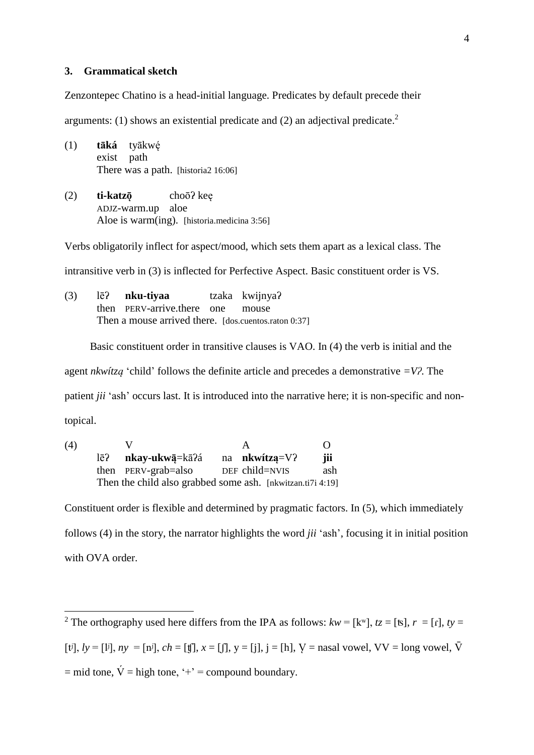### 3. Grammatical sketch

Zenzontepec Chatino is a head-initial language. Predicates by default precede their arguments: (1) shows an existential predicate and (2) an adjectival predicate.[2]

(1) **tāká** tyākwę́
exist path
There was a path. [historia2 16:06]

(2) **ti-katzǭ** choōʔ keę
ADJZ-warm.up aloe
Aloe is warm(ing). [historia.medicina 3:56]

Verbs obligatorily inflect for aspect/mood, which sets them apart as a lexical class. The intransitive verb in (3) is inflected for Perfective Aspect. Basic constituent order is VS.

(3) lēʔ **nku-tiyaa** tzaka kwijnyaʔ
then PERV-arrive.there one mouse
Then a mouse arrived there. [dos.cuentos.raton 0:37]

Basic constituent order in transitive clauses is VAO. In (4) the verb is initial and the agent *nkwítzą* 'child' follows the definite article and precedes a demonstrative *=Vʔ*. The patient *jii* 'ash' occurs last. It is introduced into the narrative here; it is non-specific and non-topical.

(4) V A O
lēʔ **nkay-ukwą̄**=kāʔá na **nkwítzą**=Vʔ **jii**
then PERV-grab=also DEF child=NVIS ash
Then the child also grabbed some ash. [nkwitzan.ti7i 4:19]

Constituent order is flexible and determined by pragmatic factors. In (5), which immediately follows (4) in the story, the narrator highlights the word *jii* 'ash', focusing it in initial position with OVA order.

---

[2] The orthography used here differs from the IPA as follows: *kw* = [kʷ], *tz* = [ʦ], *r* = [ɾ], *ty* = [tʲ], *ly* = [lʲ], *ny* = [nʲ], *ch* = [ʧ], *x* = [ʃ], y = [j], j = [h], V̨ = nasal vowel, VV = long vowel, V̄ = mid tone, V́ = high tone, '+' = compound boundary.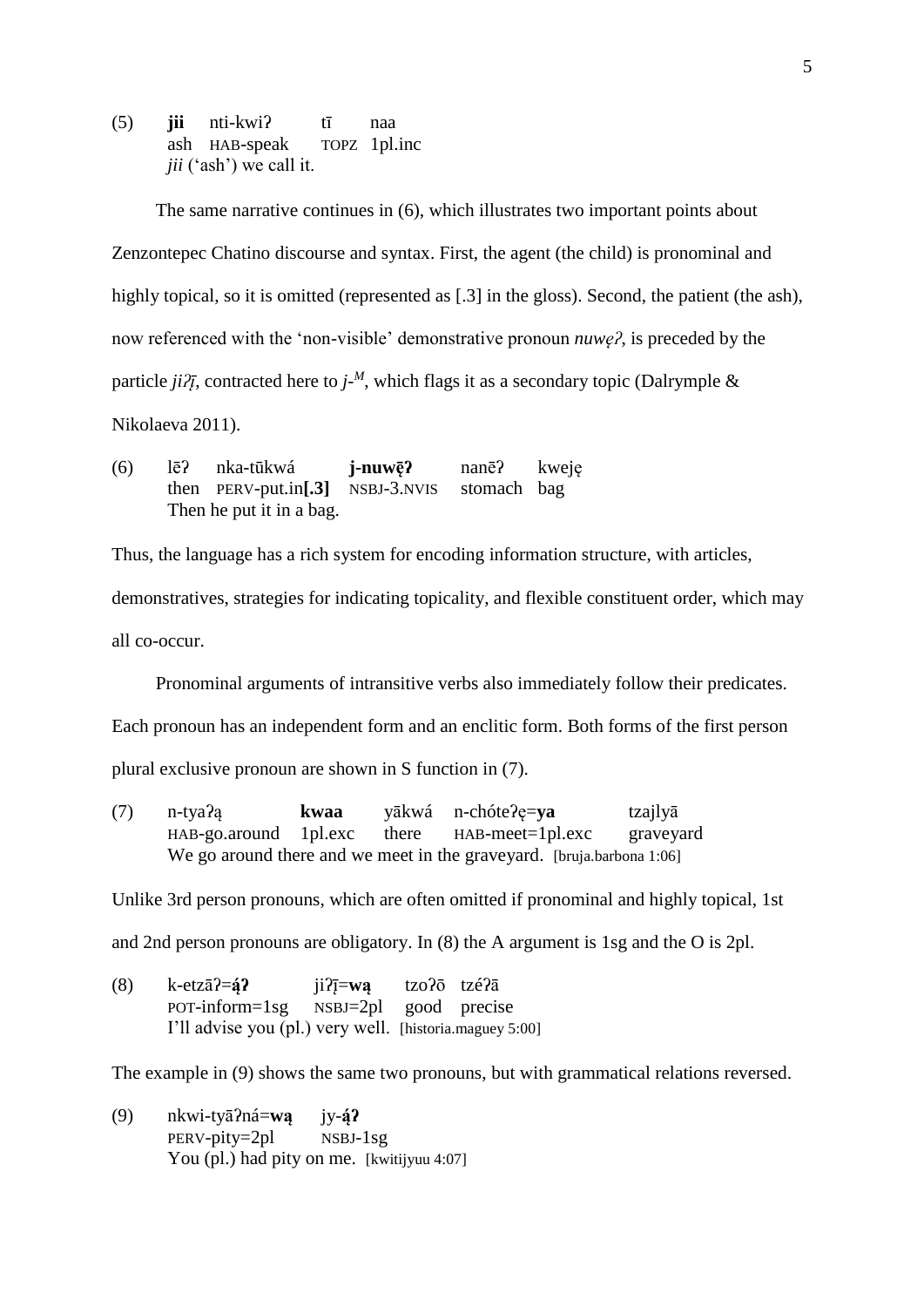(5) **jii** nti-kwiʔ tī naa
ash HAB-speak TOPZ 1pl.inc
*jii* ('ash') we call it.

The same narrative continues in (6), which illustrates two important points about Zenzontepec Chatino discourse and syntax. First, the agent (the child) is pronominal and highly topical, so it is omitted (represented as [.3] in the gloss). Second, the patient (the ash), now referenced with the 'non-visible' demonstrative pronoun *nuwęʔ*, is preceded by the particle *jiʔį̄*, contracted here to *j-*$^{M}$, which flags it as a secondary topic (Dalrymple & Nikolaeva 2011).

(6) lēʔ nka-tūkwá **j-nuwę̄ʔ** nanēʔ kweję
then PERV-put.in**[.3]** NSBJ-3.NVIS stomach bag
Then he put it in a bag.

Thus, the language has a rich system for encoding information structure, with articles, demonstratives, strategies for indicating topicality, and flexible constituent order, which may all co-occur.

Pronominal arguments of intransitive verbs also immediately follow their predicates. Each pronoun has an independent form and an enclitic form. Both forms of the first person plural exclusive pronoun are shown in S function in (7).

(7) n-tyaʔą **kwaa** yākwá n-chóteʔę=**ya** tzajlyā
HAB-go.around 1pl.exc there HAB-meet=1pl.exc graveyard
We go around there and we meet in the graveyard. [bruja.barbona 1:06]

Unlike 3rd person pronouns, which are often omitted if pronominal and highly topical, 1st and 2nd person pronouns are obligatory. In (8) the A argument is 1sg and the O is 2pl.

(8) k-etzāʔ=**ą́ʔ** jiʔį̄=**wą** tzoʔō tzéʔā
POT-inform=1sg NSBJ=2pl good precise
I'll advise you (pl.) very well. [historia.maguey 5:00]

The example in (9) shows the same two pronouns, but with grammatical relations reversed.

(9) nkwi-tyāʔná=**wą** jy-**ą́ʔ**
PERV-pity=2pl NSBJ-1sg
You (pl.) had pity on me. [kwitijyuu 4:07]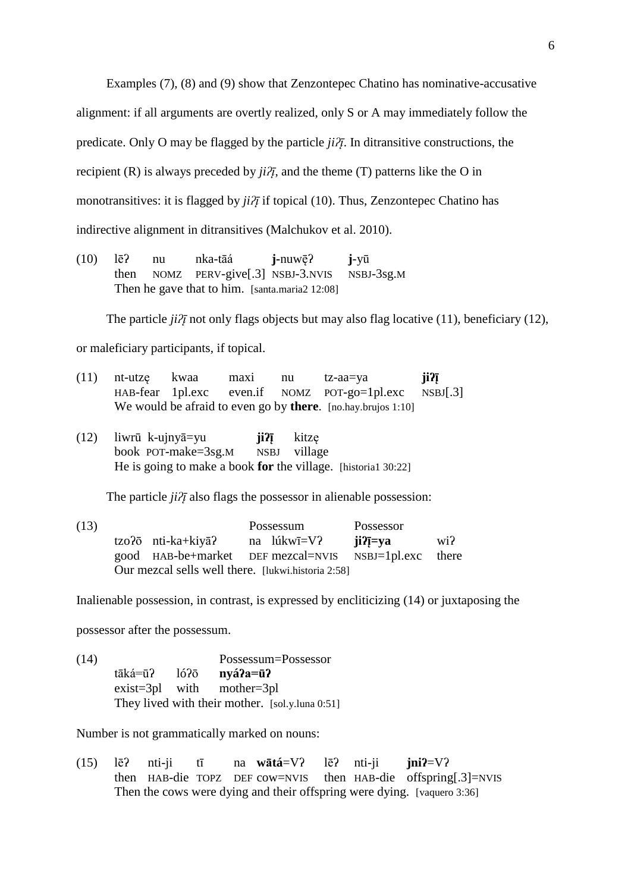Examples (7), (8) and (9) show that Zenzontepec Chatino has nominative-accusative alignment: if all arguments are overtly realized, only S or A may immediately follow the predicate. Only O may be flagged by the particle *jiʔį̄*. In ditransitive constructions, the recipient (R) is always preceded by *jiʔį̄*, and the theme (T) patterns like the O in monotransitives: it is flagged by *jiʔį̄* if topical (10). Thus, Zenzontepec Chatino has indirective alignment in ditransitives (Malchukov et al. 2010).

(10) lēʔ nu nka-tāá **j**-nuwę̄ʔ **j**-yū
then NOMZ PERV-give[.3] NSBJ-3.NVIS NSBJ-3sg.M
Then he gave that to him. [santa.maria2 12:08]

The particle *jiʔį̄* not only flags objects but may also flag locative (11), beneficiary (12), or maleficiary participants, if topical.

(11) nt-utzę kwaa maxi nu tz-aa=ya **jiʔį̄**
HAB-fear 1pl.exc even.if NOMZ POT-go=1pl.exc NSBJ[.3]
We would be afraid to even go by **there**. [no.hay.brujos 1:10]

(12) liwrū k-ujnyā=yu **jiʔį̄** kitzę
book POT-make=3sg.M NSBJ village
He is going to make a book **for** the village. [historia1 30:22]

The particle *jiʔį̄* also flags the possessor in alienable possession:

(13) Possessum Possessor
tzoʔō nti-ka+kiyāʔ na lúkwī=Vʔ **jiʔį̄=ya** wiʔ
good HAB-be+market DEF mezcal=NVIS NSBJ=1pl.exc there
Our mezcal sells well there. [lukwi.historia 2:58]

Inalienable possession, in contrast, is expressed by encliticizing (14) or juxtaposing the possessor after the possessum.

(14) Possessum=Possessor
tāká=ūʔ lóʔō **nyáʔa=ūʔ**
exist=3pl with mother=3pl
They lived with their mother. [sol.y.luna 0:51]

Number is not grammatically marked on nouns:

(15) lēʔ nti-ji tī na **wātá**=Vʔ lēʔ nti-ji **jniʔ**=Vʔ
then HAB-die TOPZ DEF cow=NVIS then HAB-die offspring[.3]=NVIS
Then the cows were dying and their offspring were dying. [vaquero 3:36]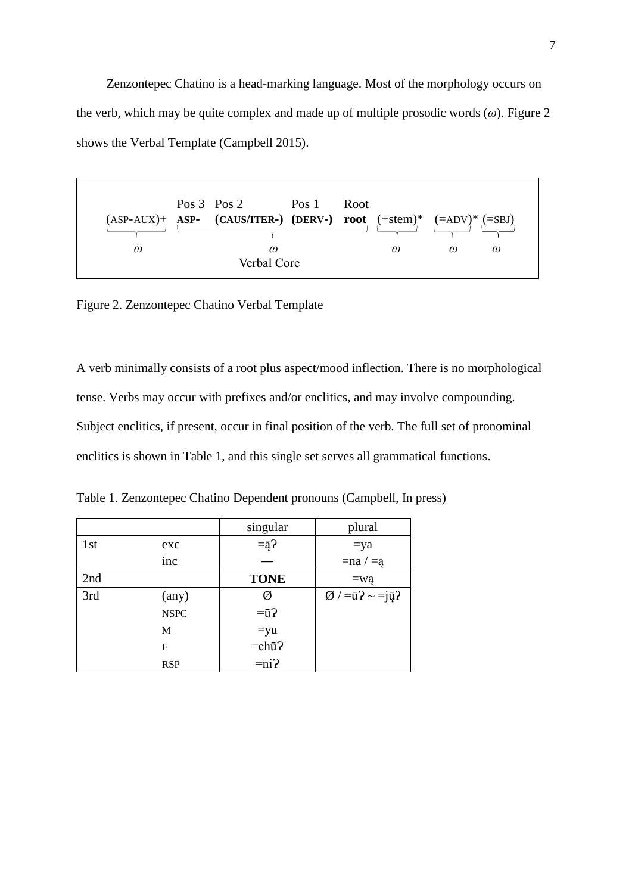Zenzontepec Chatino is a head-marking language. Most of the morphology occurs on the verb, which may be quite complex and made up of multiple prosodic words (*ω*). Figure 2 shows the Verbal Template (Campbell 2015).

| | Pos 3 | Pos 2 | Pos 1 | Root | | | |
|---|---|---|---|---|---|---|---|
| (ASP-AUX)+ | **ASP-** | **(CAUS/ITER-)** | **(DERV-)** | **root** | (+stem)* | (=ADV)* | (=SBJ) |
| *ω* | *ω* (Verbal Core) | | | | *ω* | *ω* | *ω* |

Figure 2. Zenzontepec Chatino Verbal Template

A verb minimally consists of a root plus aspect/mood inflection. There is no morphological tense. Verbs may occur with prefixes and/or enclitics, and may involve compounding. Subject enclitics, if present, occur in final position of the verb. The full set of pronominal enclitics is shown in Table 1, and this single set serves all grammatical functions.

Table 1. Zenzontepec Chatino Dependent pronouns (Campbell, In press)

| | | singular | plural |
|---|---|---|---|
| 1st | exc | =ą̄ʔ | =ya |
| | inc | — | =na / =ą |
| 2nd | | **TONE** | =wą |
| 3rd | (any) | Ø | Ø / =ūʔ ~ =jų̄ʔ |
| | NSPC | =ūʔ | |
| | M | =yu | |
| | F | =chūʔ | |
| | RSP | =niʔ | |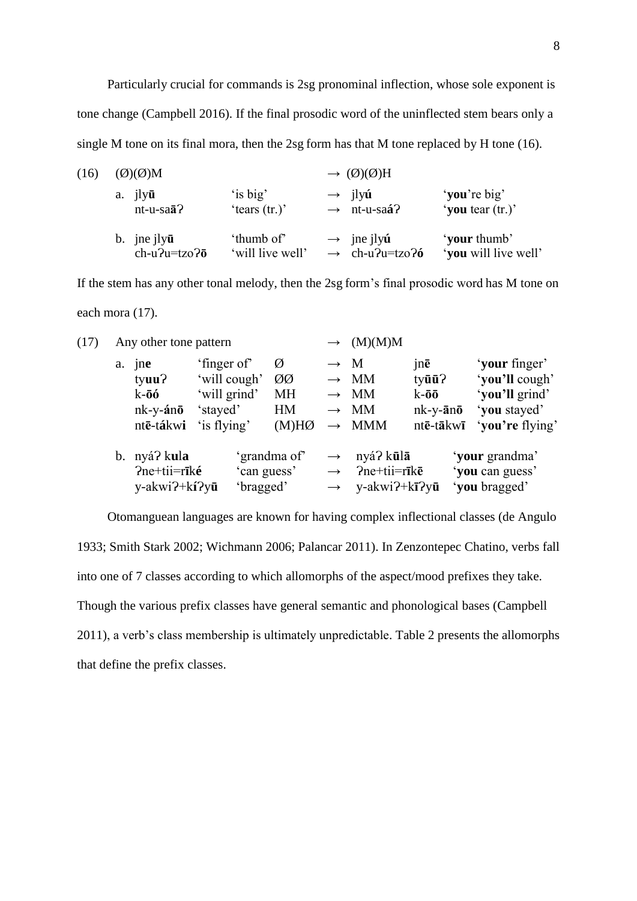Particularly crucial for commands is 2sg pronominal inflection, whose sole exponent is tone change (Campbell 2016). If the final prosodic word of the uninflected stem bears only a single M tone on its final mora, then the 2sg form has that M tone replaced by H tone (16).

(16) (Ø)(Ø)M → (Ø)(Ø)H

| | | | | | |
|---|---|---|---|---|---|
| a. | jly**ū** | 'is big' | → | jly**ú** | '**you**'re big' |
| | nt-u-sa**ā**ʔ | 'tears (tr.)' | → | nt-u-sa**á**ʔ | '**you** tear (tr.)' |
| b. | jne jly**ū** | 'thumb of' | → | jne jly**ú** | '**your** thumb' |
| | ch-uʔu=tzoʔ**ō** | 'will live well' | → | ch-uʔu=tzoʔ**ó** | '**you** will live well' |

If the stem has any other tonal melody, then the 2sg form's final prosodic word has M tone on each mora (17).

(17) Any other tone pattern → (M)(M)M

| | | | | | | | |
|---|---|---|---|---|---|---|---|
| a. | jn**e** | 'finger of' | Ø | → | M | jn**ē** | '**your** finger' |
| | ty**uu**ʔ | 'will cough' | ØØ | → | MM | ty**ūū**ʔ | '**you'll** cough' |
| | k-**ōó** | 'will grind' | MH | → | MM | k-**ōō** | '**you'll** grind' |
| | nk-y-**á**n**ō** | 'stayed' | HM | → | MM | nk-y-**ā**n**ō** | '**you** stayed' |
| | nt**ē**-t**á**kw**i** | 'is flying' | (M)HØ | → | MMM | nt**ē**-t**ā**kw**ī** | '**you're** flying' |
| b. | nyáʔ k**u**l**a** | 'grandma of' | | → | nyáʔ k**ū**l**ā** | | '**your** grandma' |
| | ʔne+tii=r**ī**k**é** | 'can guess' | | → | ʔne+tii=r**ī**k**ē** | | '**you** can guess' |
| | y-akwiʔ+k**í**ʔy**ū** | 'bragged' | | → | y-akwiʔ+k**ī**ʔy**ū** | | '**you** bragged' |

Otomanguean languages are known for having complex inflectional classes (de Angulo 1933; Smith Stark 2002; Wichmann 2006; Palancar 2011). In Zenzontepec Chatino, verbs fall into one of 7 classes according to which allomorphs of the aspect/mood prefixes they take. Though the various prefix classes have general semantic and phonological bases (Campbell 2011), a verb's class membership is ultimately unpredictable. Table 2 presents the allomorphs that define the prefix classes.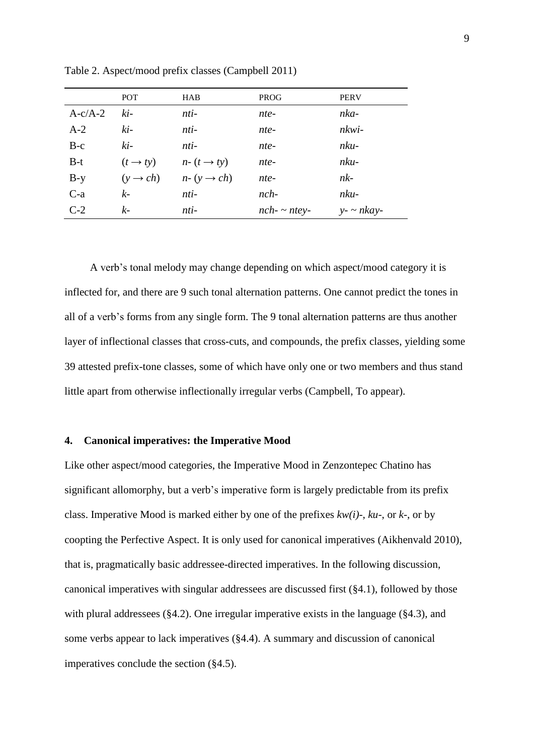Table 2. Aspect/mood prefix classes (Campbell 2011)

| | POT | HAB | PROG | PERV |
|---|---|---|---|---|
| A-c/A-2 | *ki-* | *nti-* | *nte-* | *nka-* |
| A-2 | *ki-* | *nti-* | *nte-* | *nkwi-* |
| B-c | *ki-* | *nti-* | *nte-* | *nku-* |
| B-t | (*t* → *ty*) | *n-* (*t* → *ty*) | *nte-* | *nku-* |
| B-y | (*y* → *ch*) | *n-* (*y* → *ch*) | *nte-* | *nk-* |
| C-a | *k-* | *nti-* | *nch-* | *nku-* |
| C-2 | *k-* | *nti-* | *nch-* ~ *ntey-* | *y-* ~ *nkay-* |

A verb's tonal melody may change depending on which aspect/mood category it is inflected for, and there are 9 such tonal alternation patterns. One cannot predict the tones in all of a verb's forms from any single form. The 9 tonal alternation patterns are thus another layer of inflectional classes that cross-cuts, and compounds, the prefix classes, yielding some 39 attested prefix-tone classes, some of which have only one or two members and thus stand little apart from otherwise inflectionally irregular verbs (Campbell, To appear).

## 4. Canonical imperatives: the Imperative Mood

Like other aspect/mood categories, the Imperative Mood in Zenzontepec Chatino has significant allomorphy, but a verb's imperative form is largely predictable from its prefix class. Imperative Mood is marked either by one of the prefixes *kw(i)-*, *ku-*, or *k-*, or by coopting the Perfective Aspect. It is only used for canonical imperatives (Aikhenvald 2010), that is, pragmatically basic addressee-directed imperatives. In the following discussion, canonical imperatives with singular addressees are discussed first (§4.1), followed by those with plural addressees (§4.2). One irregular imperative exists in the language (§4.3), and some verbs appear to lack imperatives (§4.4). A summary and discussion of canonical imperatives conclude the section (§4.5).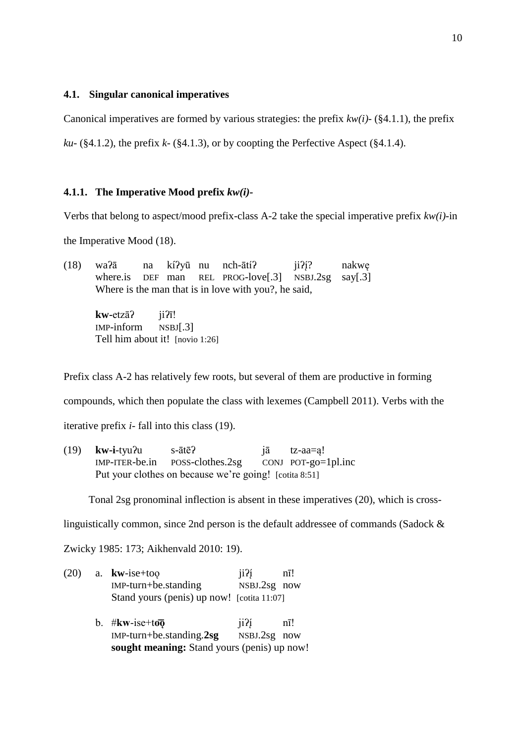### 4.1. Singular canonical imperatives

Canonical imperatives are formed by various strategies: the prefix *kw(i)-* (§4.1.1), the prefix *ku-* (§4.1.2), the prefix *k-* (§4.1.3), or by coopting the Perfective Aspect (§4.1.4).

#### 4.1.1. The Imperative Mood prefix *kw(i)-*

Verbs that belong to aspect/mood prefix-class A-2 take the special imperative prefix *kw(i)-*in the Imperative Mood (18).

(18) waʔā na kíʔyū nu nch-ātíʔ jiʔį́ʔ nakwę̣
where.is DEF man REL PROG-love[.3] NSBJ.2sg say[.3]
Where is the man that is in love with you?, he said,

**kw**-etzāʔ jiʔī!
IMP-inform NSBJ[.3]
Tell him about it! [novio 1:26]

Prefix class A-2 has relatively few roots, but several of them are productive in forming compounds, which then populate the class with lexemes (Campbell 2011). Verbs with the iterative prefix *i-* fall into this class (19).

(19) **kw-i**-tyuʔu s-ātēʔ jā tz-aa=ą!
IMP-ITER-be.in POSS-clothes.2sg CONJ POT-go=1pl.inc
Put your clothes on because we're going! [cotita 8:51]

Tonal 2sg pronominal inflection is absent in these imperatives (20), which is cross-linguistically common, since 2nd person is the default addressee of commands (Sadock & Zwicky 1985: 173; Aikhenvald 2010: 19).

(20) a. **kw**-ise+tọọ jiʔį́ nī!
IMP-turn+be.standing NSBJ.2sg now
Stand yours (penis) up now! [cotita 11:07]

b. #**kw**-ise+t**ọ̄ọ̄** jiʔį́ nī!
IMP-turn+be.standing.**2sg** NSBJ.2sg now
**sought meaning:** Stand yours (penis) up now!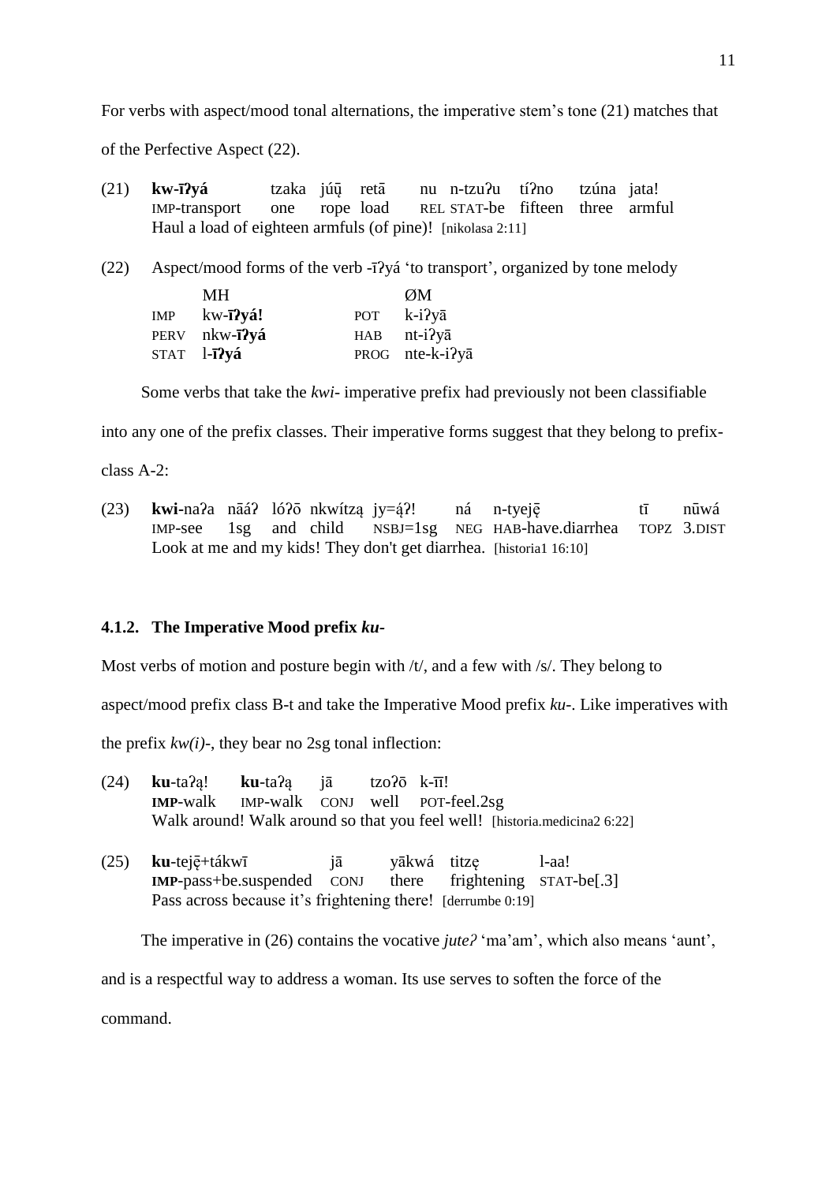For verbs with aspect/mood tonal alternations, the imperative stem's tone (21) matches that of the Perfective Aspect (22).

(21) **kw-īʔyá** tzaka júu̜ retā nu n-tzuʔu tíʔno tzúna jata!
IMP-transport one rope load REL STAT-be fifteen three armful
Haul a load of eighteen armfuls (of pine)! [nikolasa 2:11]

(22) Aspect/mood forms of the verb -īʔyá 'to transport', organized by tone melody

| | MH | | ØM |
|---|---|---|---|
| IMP | kw-**īʔyá!** | POT | k-iʔyā |
| PERV | nkw-**īʔyá** | HAB | nt-iʔyā |
| STAT | l-**īʔyá** | PROG | nte-k-iʔyā |

Some verbs that take the *kwi-* imperative prefix had previously not been classifiable into any one of the prefix classes. Their imperative forms suggest that they belong to prefix-class A-2:

(23) **kwi-**naʔa nāáʔ lóʔō nkwítzą jy=ą́ʔ! ná n-tyeję̄ tī nūwá
IMP-see 1sg and child NSBJ=1sg NEG HAB-have.diarrhea TOPZ 3.DIST
Look at me and my kids! They don't get diarrhea. [historia1 16:10]

#### 4.1.2. The Imperative Mood prefix *ku-*

Most verbs of motion and posture begin with /t/, and a few with /s/. They belong to aspect/mood prefix class B-t and take the Imperative Mood prefix *ku-*. Like imperatives with the prefix *kw(i)-*, they bear no 2sg tonal inflection:

(24) **ku**-taʔą! **ku**-taʔą jā tzoʔō k-īī!
**IMP**-walk IMP-walk CONJ well POT-feel.2sg
Walk around! Walk around so that you feel well! [historia.medicina2 6:22]

(25) **ku**-tejē̜+tákwī jā yākwá titzę l-aa!
**IMP**-pass+be.suspended CONJ there frightening STAT-be[.3]
Pass across because it's frightening there! [derrumbe 0:19]

The imperative in (26) contains the vocative *juteʔ* 'ma'am', which also means 'aunt', and is a respectful way to address a woman. Its use serves to soften the force of the command.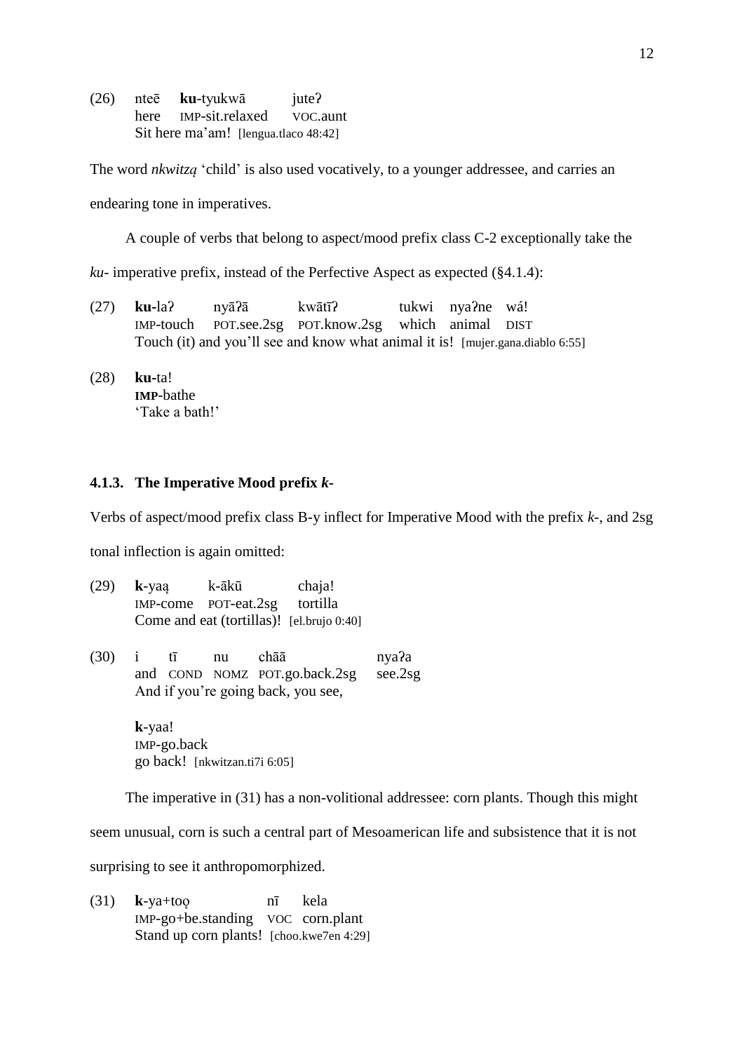(26) nteē **ku**-tyukwā juteʔ
here IMP-sit.relaxed VOC.aunt
Sit here ma'am! [lengua.tlaco 48:42]

The word *nkwitzą* 'child' is also used vocatively, to a younger addressee, and carries an endearing tone in imperatives.

A couple of verbs that belong to aspect/mood prefix class C-2 exceptionally take the *ku-* imperative prefix, instead of the Perfective Aspect as expected (§4.1.4):

(27) **ku**-laʔ nyāʔā kwātīʔ tukwi nyaʔne wá!
IMP-touch POT.see.2sg POT.know.2sg which animal DIST
Touch (it) and you'll see and know what animal it is! [mujer.gana.diablo 6:55]

(28) **ku**-ta!
**IMP**-bathe
'Take a bath!'

### 4.1.3. The Imperative Mood prefix *k-*

Verbs of aspect/mood prefix class B-y inflect for Imperative Mood with the prefix *k-*, and 2sg tonal inflection is again omitted:

(29) **k**-yaą k-ākū chaja!
IMP-come POT-eat.2sg tortilla
Come and eat (tortillas)! [el.brujo 0:40]

(30) i tī nu chāā nyaʔa
and COND NOMZ POT.go.back.2sg see.2sg
And if you're going back, you see,

**k**-yaa!
IMP-go.back
go back! [nkwitzan.ti7i 6:05]

The imperative in (31) has a non-volitional addressee: corn plants. Though this might seem unusual, corn is such a central part of Mesoamerican life and subsistence that it is not surprising to see it anthropomorphized.

(31) **k**-ya+toọ nī kela
IMP-go+be.standing VOC corn.plant
Stand up corn plants! [choo.kwe7en 4:29]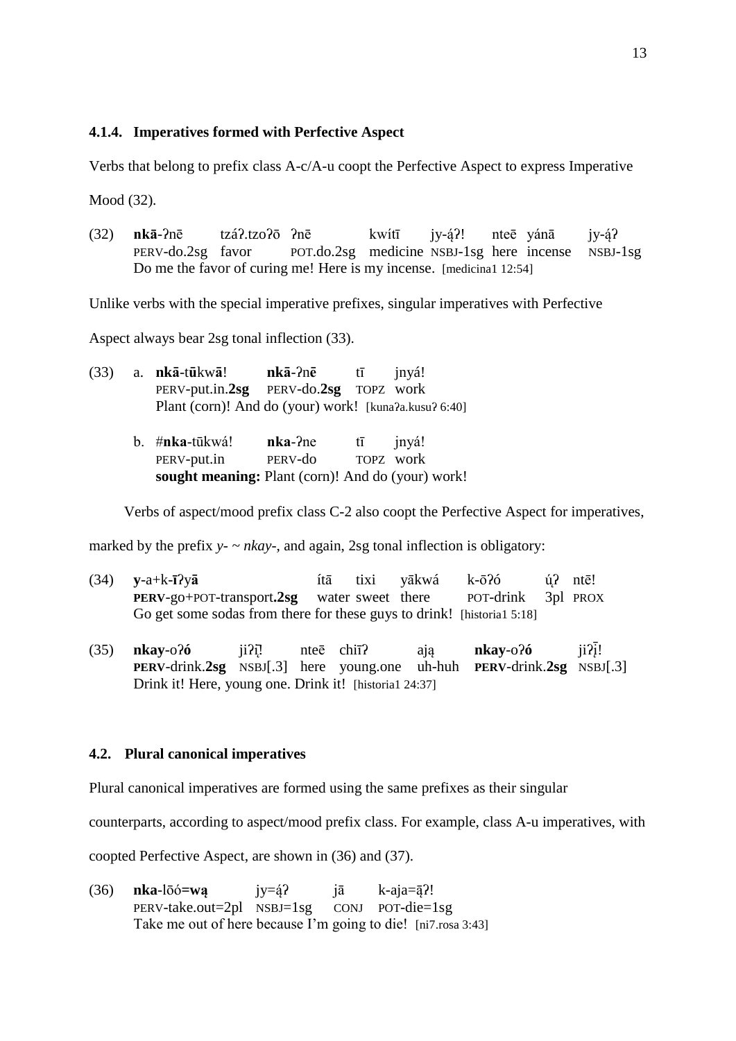### 4.1.4. Imperatives formed with Perfective Aspect

Verbs that belong to prefix class A-c/A-u coopt the Perfective Aspect to express Imperative Mood (32).

(32) **nkā**-ʔnē tzáʔ.tzoʔō ʔnē kwítī jy-ą́ʔ! nteē yánā jy-ą́ʔ
PERV-do.2sg favor POT.do.2sg medicine NSBJ-1sg here incense NSBJ-1sg
Do me the favor of curing me! Here is my incense. [medicina1 12:54]

Unlike verbs with the special imperative prefixes, singular imperatives with Perfective Aspect always bear 2sg tonal inflection (33).

(33) a. **nkā**-t**ū**kw**ā**! **nkā**-ʔn**ē** tī jnyá!
PERV-put.in.**2sg** PERV-do.**2sg** TOPZ work
Plant (corn)! And do (your) work! [kunaʔa.kusuʔ 6:40]

b. #**nka**-tūkwá! **nka**-ʔne tī jnyá!
PERV-put.in PERV-do TOPZ work
**sought meaning:** Plant (corn)! And do (your) work!

Verbs of aspect/mood prefix class C-2 also coopt the Perfective Aspect for imperatives, marked by the prefix *y-* ~ *nkay-*, and again, 2sg tonal inflection is obligatory:

(34) **y**-a+k-**ī**ʔy**ā** ítā tixi yākwá k-ōʔó ų́ʔ ntē!
**PERV**-go+POT-transport**.2sg** water sweet there POT-drink 3pl PROX
Go get some sodas from there for these guys to drink! [historia1 5:18]

(35) **nkay**-oʔ**ó** jiʔį̄! nteē chiīʔ ają **nkay**-oʔ**ó** jiʔį̄!
**PERV**-drink.**2sg** NSBJ[.3] here young.one uh-huh **PERV**-drink.**2sg** NSBJ[.3]
Drink it! Here, young one. Drink it! [historia1 24:37]

## 4.2. Plural canonical imperatives

Plural canonical imperatives are formed using the same prefixes as their singular counterparts, according to aspect/mood prefix class. For example, class A-u imperatives, with coopted Perfective Aspect, are shown in (36) and (37).

(36) **nka**-lōó=**wą** jy=ą́ʔ jā k-aja=ą̄ʔ!
PERV-take.out=2pl NSBJ=1sg CONJ POT-die=1sg
Take me out of here because I'm going to die! [ni7.rosa 3:43]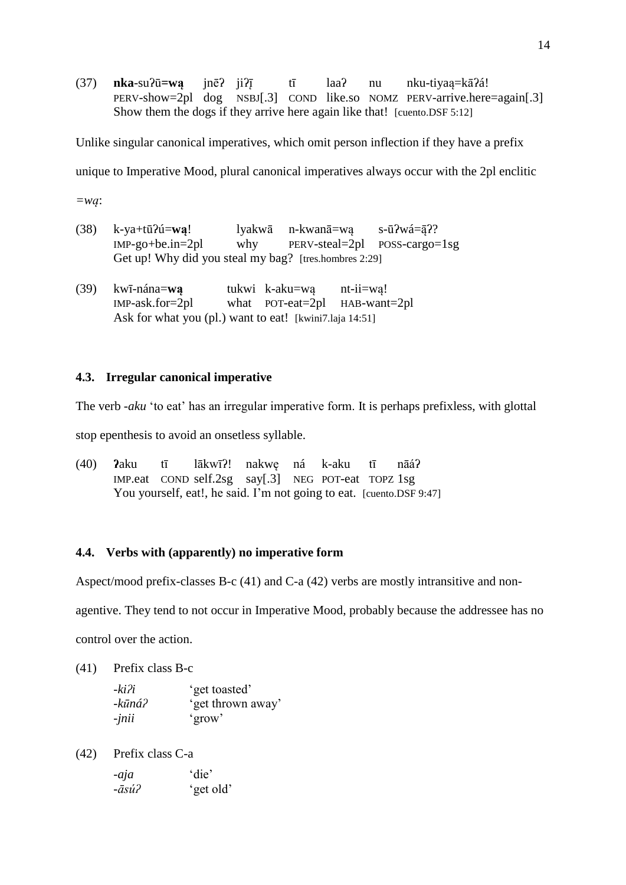(37) **nka**-suʔū=**wą** jnēʔ jiʔį̄ tī laaʔ nu nku-tiyaą=kāʔá!
PERV-show=2pl dog NSBJ[.3] COND like.so NOMZ PERV-arrive.here=again[.3]
Show them the dogs if they arrive here again like that! [cuento.DSF 5:12]

Unlike singular canonical imperatives, which omit person inflection if they have a prefix unique to Imperative Mood, plural canonical imperatives always occur with the 2pl enclitic *=wą*:

(38) k-ya+tūʔú=**wą**! lyakwā n-kwanā=wą s-ūʔwá=ą̄ʔ?
IMP-go+be.in=2pl why PERV-steal=2pl POSS-cargo=1sg
Get up! Why did you steal my bag? [tres.hombres 2:29]

(39) kwī-nána=**wą** tukwi k-aku=wą nt-ii=wą!
IMP-ask.for=2pl what POT-eat=2pl HAB-want=2pl
Ask for what you (pl.) want to eat! [kwini7.laja 14:51]

### 4.3. Irregular canonical imperative

The verb *-aku* 'to eat' has an irregular imperative form. It is perhaps prefixless, with glottal stop epenthesis to avoid an onsetless syllable.

(40) **ʔ**aku tī lākwīʔ! nakwę ná k-aku tī nāáʔ
IMP.eat COND self.2sg say[.3] NEG POT-eat TOPZ 1sg
You yourself, eat!, he said. I'm not going to eat. [cuento.DSF 9:47]

### 4.4. Verbs with (apparently) no imperative form

Aspect/mood prefix-classes B-c (41) and C-a (42) verbs are mostly intransitive and non-agentive. They tend to not occur in Imperative Mood, probably because the addressee has no control over the action.

(41) Prefix class B-c

| | |
|---|---|
| *-kiʔi* | 'get toasted' |
| *-kūnáʔ* | 'get thrown away' |
| *-jnii* | 'grow' |

(42) Prefix class C-a

| | |
|---|---|
| *-aja* | 'die' |
| *-āsúʔ* | 'get old' |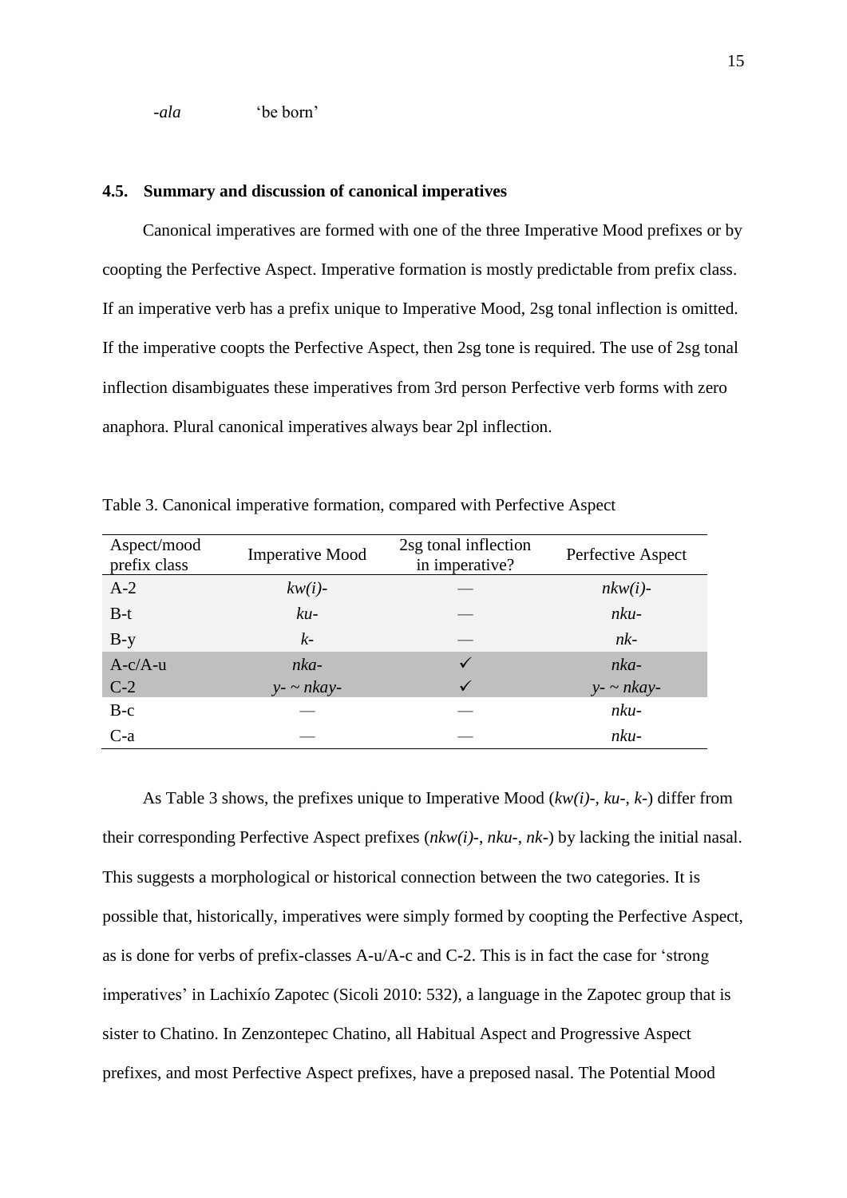*-ala* ‘be born’

### 4.5. Summary and discussion of canonical imperatives

Canonical imperatives are formed with one of the three Imperative Mood prefixes or by coopting the Perfective Aspect. Imperative formation is mostly predictable from prefix class. If an imperative verb has a prefix unique to Imperative Mood, 2sg tonal inflection is omitted. If the imperative coopts the Perfective Aspect, then 2sg tone is required. The use of 2sg tonal inflection disambiguates these imperatives from 3rd person Perfective verb forms with zero anaphora. Plural canonical imperatives always bear 2pl inflection.

Table 3. Canonical imperative formation, compared with Perfective Aspect

| Aspect/mood prefix class | Imperative Mood | 2sg tonal inflection in imperative? | Perfective Aspect |
|---|---|---|---|
| A-2 | *kw(i)-* | — | *nkw(i)-* |
| B-t | *ku-* | — | *nku-* |
| B-y | *k-* | — | *nk-* |
| A-c/A-u | *nka-* | ✓ | *nka-* |
| C-2 | *y- ~ nkay-* | ✓ | *y- ~ nkay-* |
| B-c | — | — | *nku-* |
| C-a | — | — | *nku-* |

As Table 3 shows, the prefixes unique to Imperative Mood (*kw(i)-*, *ku-*, *k-*) differ from their corresponding Perfective Aspect prefixes (*nkw(i)-*, *nku-*, *nk-*) by lacking the initial nasal. This suggests a morphological or historical connection between the two categories. It is possible that, historically, imperatives were simply formed by coopting the Perfective Aspect, as is done for verbs of prefix-classes A-u/A-c and C-2. This is in fact the case for ‘strong imperatives’ in Lachixío Zapotec (Sicoli 2010: 532), a language in the Zapotec group that is sister to Chatino. In Zenzontepec Chatino, all Habitual Aspect and Progressive Aspect prefixes, and most Perfective Aspect prefixes, have a preposed nasal. The Potential Mood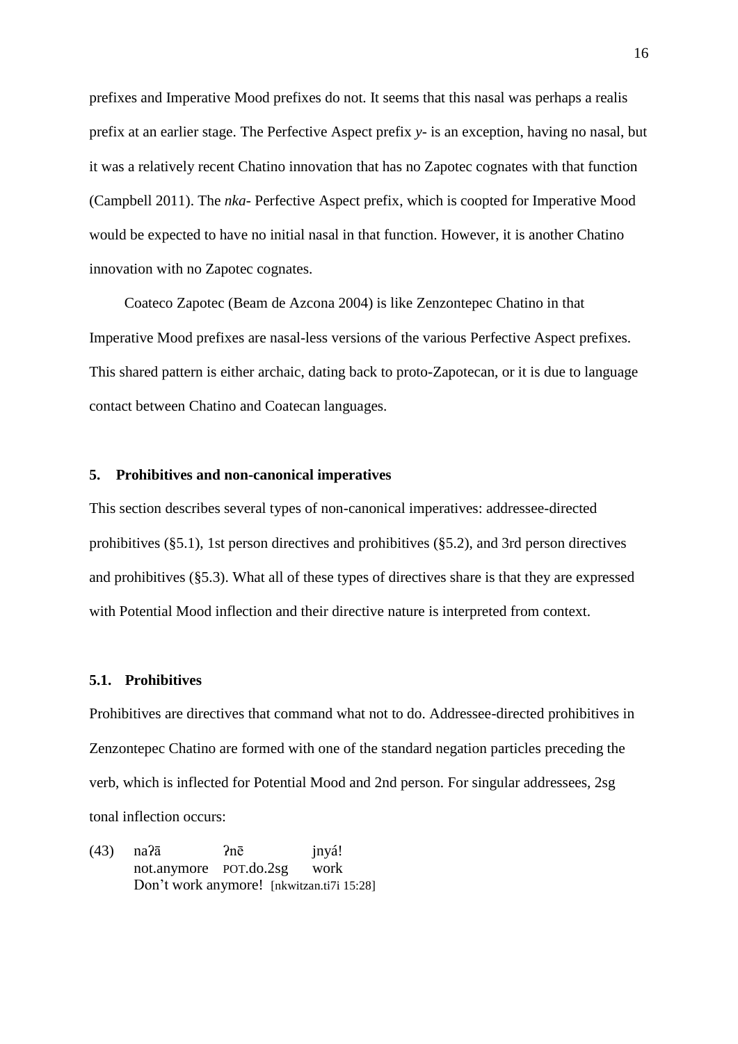prefixes and Imperative Mood prefixes do not. It seems that this nasal was perhaps a realis prefix at an earlier stage. The Perfective Aspect prefix *y-* is an exception, having no nasal, but it was a relatively recent Chatino innovation that has no Zapotec cognates with that function (Campbell 2011). The *nka-* Perfective Aspect prefix, which is coopted for Imperative Mood would be expected to have no initial nasal in that function. However, it is another Chatino innovation with no Zapotec cognates.

Coateco Zapotec (Beam de Azcona 2004) is like Zenzontepec Chatino in that Imperative Mood prefixes are nasal-less versions of the various Perfective Aspect prefixes. This shared pattern is either archaic, dating back to proto-Zapotecan, or it is due to language contact between Chatino and Coatecan languages.

## 5. Prohibitives and non-canonical imperatives

This section describes several types of non-canonical imperatives: addressee-directed prohibitives (§5.1), 1st person directives and prohibitives (§5.2), and 3rd person directives and prohibitives (§5.3). What all of these types of directives share is that they are expressed with Potential Mood inflection and their directive nature is interpreted from context.

### 5.1. Prohibitives

Prohibitives are directives that command what not to do. Addressee-directed prohibitives in Zenzontepec Chatino are formed with one of the standard negation particles preceding the verb, which is inflected for Potential Mood and 2nd person. For singular addressees, 2sg tonal inflection occurs:

(43) naʔā ʔnē jnyá!
not.anymore POT.do.2sg work
Don't work anymore! [nkwitzan.ti7i 15:28]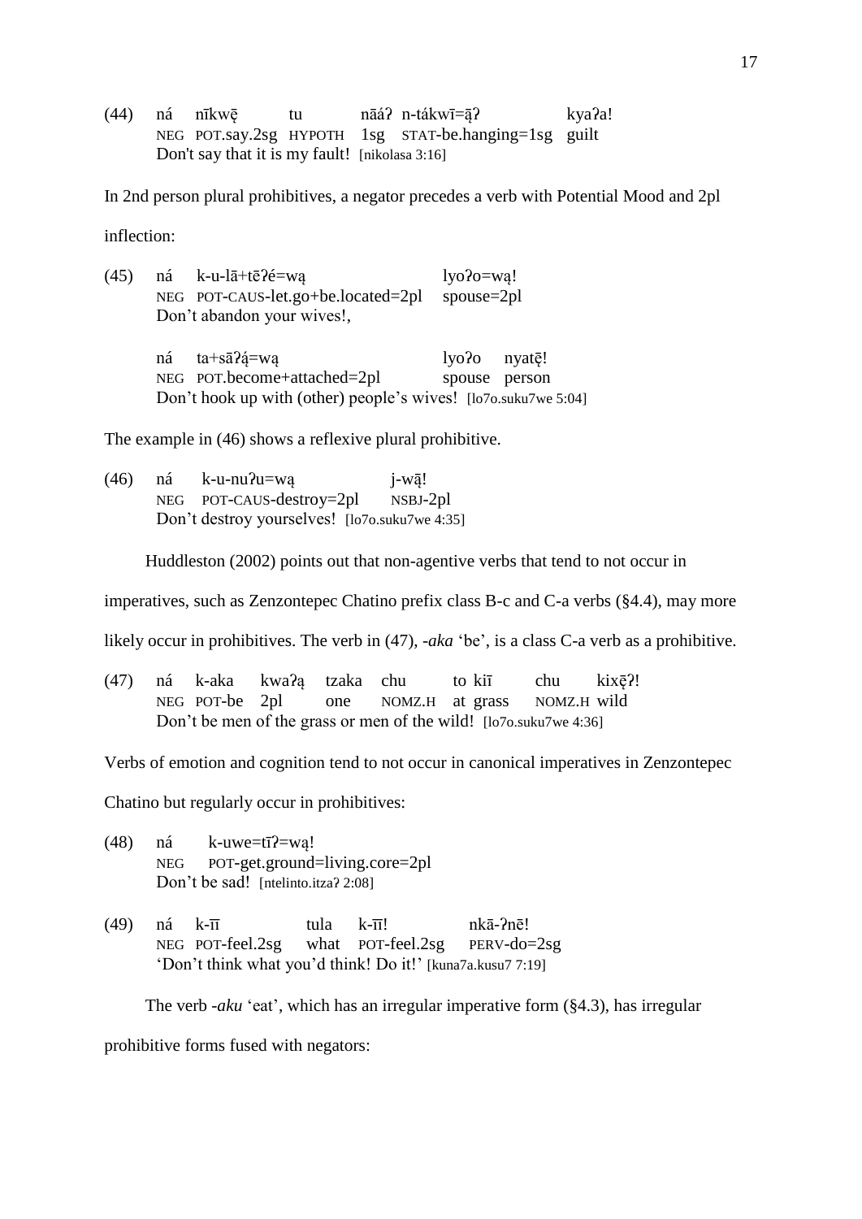(44) ná nīkwę̄ tu nāáʔ n-tákwī=ą̄ʔ kyaʔa!
NEG POT.say.2sg HYPOTH 1sg STAT-be.hanging=1sg guilt
Don't say that it is my fault! [nikolasa 3:16]

In 2nd person plural prohibitives, a negator precedes a verb with Potential Mood and 2pl inflection:

(45) ná k-u-lā+tēʔé=wą lyoʔo=wą!
NEG POT-CAUS-let.go+be.located=2pl spouse=2pl
Don't abandon your wives!,

ná ta+sāʔą́=wą lyoʔo nyatę̄!
NEG POT.become+attached=2pl spouse person
Don't hook up with (other) people's wives! [lo7o.suku7we 5:04]

The example in (46) shows a reflexive plural prohibitive.

(46) ná k-u-nuʔu=wą j-wą̄!
NEG POT-CAUS-destroy=2pl NSBJ-2pl
Don't destroy yourselves! [lo7o.suku7we 4:35]

Huddleston (2002) points out that non-agentive verbs that tend to not occur in imperatives, such as Zenzontepec Chatino prefix class B-c and C-a verbs (§4.4), may more likely occur in prohibitives. The verb in (47), *-aka* 'be', is a class C-a verb as a prohibitive.

(47) ná k-aka kwaʔą tzaka chu to kiī chu kixę̄ʔ!
NEG POT-be 2pl one NOMZ.H at grass NOMZ.H wild
Don't be men of the grass or men of the wild! [lo7o.suku7we 4:36]

Verbs of emotion and cognition tend to not occur in canonical imperatives in Zenzontepec Chatino but regularly occur in prohibitives:

(48) ná k-uwe=tīʔ=wą!
NEG POT-get.ground=living.core=2pl
Don't be sad! [ntelinto.itzaʔ 2:08]

(49) ná k-īī tula k-īī! nkā-ʔnē!
NEG POT-feel.2sg what POT-feel.2sg PERV-do=2sg
'Don't think what you'd think! Do it!' [kuna7a.kusu7 7:19]

The verb *-aku* 'eat', which has an irregular imperative form (§4.3), has irregular prohibitive forms fused with negators: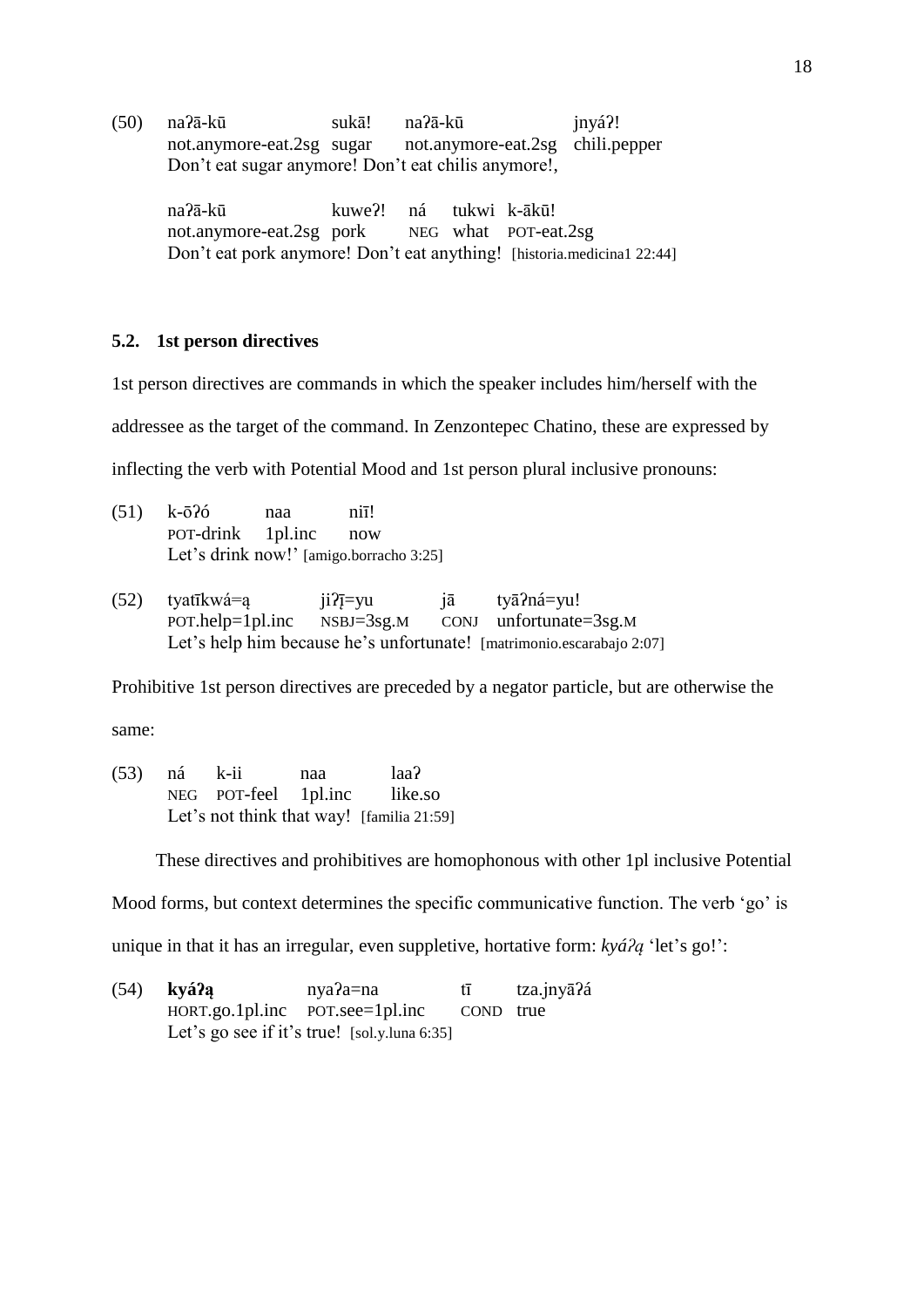(50) naʔā-kū sukā! naʔā-kū jnyáʔ!
not.anymore-eat.2sg sugar not.anymore-eat.2sg chili.pepper
Don't eat sugar anymore! Don't eat chilis anymore!,

naʔā-kū kuweʔ! ná tukwi k-ākū!
not.anymore-eat.2sg pork NEG what POT-eat.2sg
Don't eat pork anymore! Don't eat anything! [historia.medicina1 22:44]

### 5.2. 1st person directives

1st person directives are commands in which the speaker includes him/herself with the addressee as the target of the command. In Zenzontepec Chatino, these are expressed by inflecting the verb with Potential Mood and 1st person plural inclusive pronouns:

(51) k-ōʔó naa niī!
POT-drink 1pl.inc now
Let's drink now!' [amigo.borracho 3:25]

(52) tyatīkwá=ą jiʔį̄=yu jā tyāʔná=yu!
POT.help=1pl.inc NSBJ=3sg.M CONJ unfortunate=3sg.M
Let's help him because he's unfortunate! [matrimonio.escarabajo 2:07]

Prohibitive 1st person directives are preceded by a negator particle, but are otherwise the same:

(53) ná k-ii naa laaʔ
NEG POT-feel 1pl.inc like.so
Let's not think that way! [familia 21:59]

These directives and prohibitives are homophonous with other 1pl inclusive Potential Mood forms, but context determines the specific communicative function. The verb 'go' is unique in that it has an irregular, even suppletive, hortative form: *kyáʔą* 'let's go!':

(54) **kyáʔą** nyaʔa=na tī tza.jnyāʔá
HORT.go.1pl.inc POT.see=1pl.inc COND true
Let's go see if it's true! [sol.y.luna 6:35]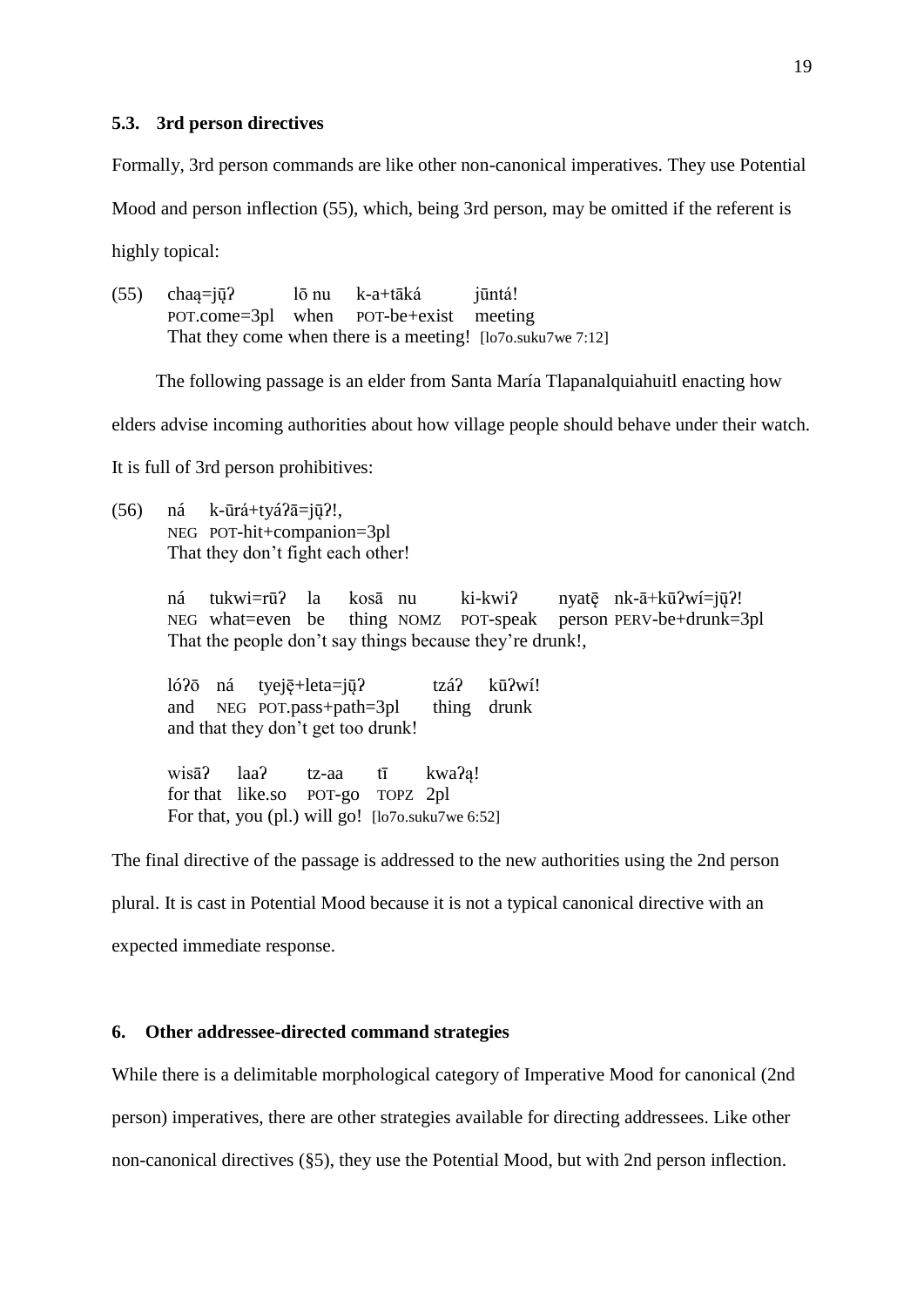### 5.3. 3rd person directives

Formally, 3rd person commands are like other non-canonical imperatives. They use Potential Mood and person inflection (55), which, being 3rd person, may be omitted if the referent is highly topical:

(55) chaą̄=jų̄ʔ lō nu k-a+tāká jūntá!
POT.come=3pl when POT-be+exist meeting
That they come when there is a meeting! [lo7o.suku7we 7:12]

The following passage is an elder from Santa María Tlapanalquiahuitl enacting how elders advise incoming authorities about how village people should behave under their watch. It is full of 3rd person prohibitives:

(56) ná k-ūrá+tyáʔā=jų̄ʔ!,
NEG POT-hit+companion=3pl
That they don't fight each other!

ná tukwi=rūʔ la kosā nu ki-kwiʔ nyatę̄ nk-ā+kūʔwí=jų̄ʔ!
NEG what=even be thing NOMZ POT-speak person PERV-be+drunk=3pl
That the people don't say things because they're drunk!,

lóʔō ná tyeję̄+leta=jų̄ʔ tzáʔ kūʔwí!
and NEG POT.pass+path=3pl thing drunk
and that they don't get too drunk!

wisāʔ laaʔ tz-aa tī kwaʔą!
for that like.so POT-go TOPZ 2pl
For that, you (pl.) will go! [lo7o.suku7we 6:52]

The final directive of the passage is addressed to the new authorities using the 2nd person plural. It is cast in Potential Mood because it is not a typical canonical directive with an expected immediate response.

## 6. Other addressee-directed command strategies

While there is a delimitable morphological category of Imperative Mood for canonical (2nd person) imperatives, there are other strategies available for directing addressees. Like other non-canonical directives (§5), they use the Potential Mood, but with 2nd person inflection.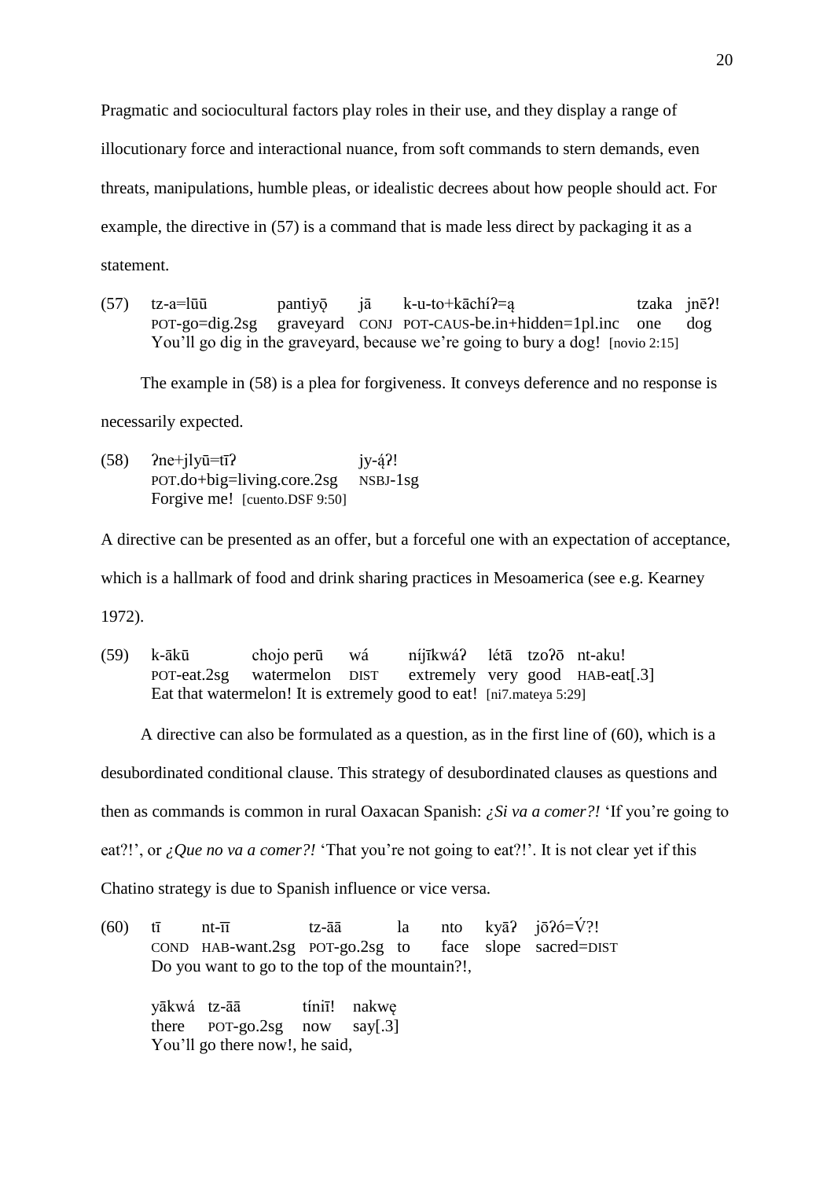Pragmatic and sociocultural factors play roles in their use, and they display a range of illocutionary force and interactional nuance, from soft commands to stern demands, even threats, manipulations, humble pleas, or idealistic decrees about how people should act. For example, the directive in (57) is a command that is made less direct by packaging it as a statement.

(57) tz-a=lūū pantiyǭ jā k-u-to+kāchíʔ=ą tzaka jnēʔ!
POT-go=dig.2sg graveyard CONJ POT-CAUS-be.in+hidden=1pl.inc one dog
You'll go dig in the graveyard, because we're going to bury a dog! [novio 2:15]

The example in (58) is a plea for forgiveness. It conveys deference and no response is necessarily expected.

(58) ʔne+jlyū=tīʔ jy-ą́ʔ!
POT.do+big=living.core.2sg NSBJ-1sg
Forgive me! [cuento.DSF 9:50]

A directive can be presented as an offer, but a forceful one with an expectation of acceptance, which is a hallmark of food and drink sharing practices in Mesoamerica (see e.g. Kearney 1972).

(59) k-ākū chojo perū wá níjīkwáʔ létā tzoʔō nt-aku!
POT-eat.2sg watermelon DIST extremely very good HAB-eat[.3]
Eat that watermelon! It is extremely good to eat! [ni7.mateya 5:29]

A directive can also be formulated as a question, as in the first line of (60), which is a desubordinated conditional clause. This strategy of desubordinated clauses as questions and then as commands is common in rural Oaxacan Spanish: *¿Si va a comer?!* 'If you're going to eat?!', or *¿Que no va a comer?!* 'That you're not going to eat?!'. It is not clear yet if this Chatino strategy is due to Spanish influence or vice versa.

(60) tī nt-īī tz-āā la nto kyāʔ jōʔó=V́?!
COND HAB-want.2sg POT-go.2sg to face slope sacred=DIST
Do you want to go to the top of the mountain?!,

yākwá tz-āā tíniī! nakwę
there POT-go.2sg now say[.3]
You'll go there now!, he said,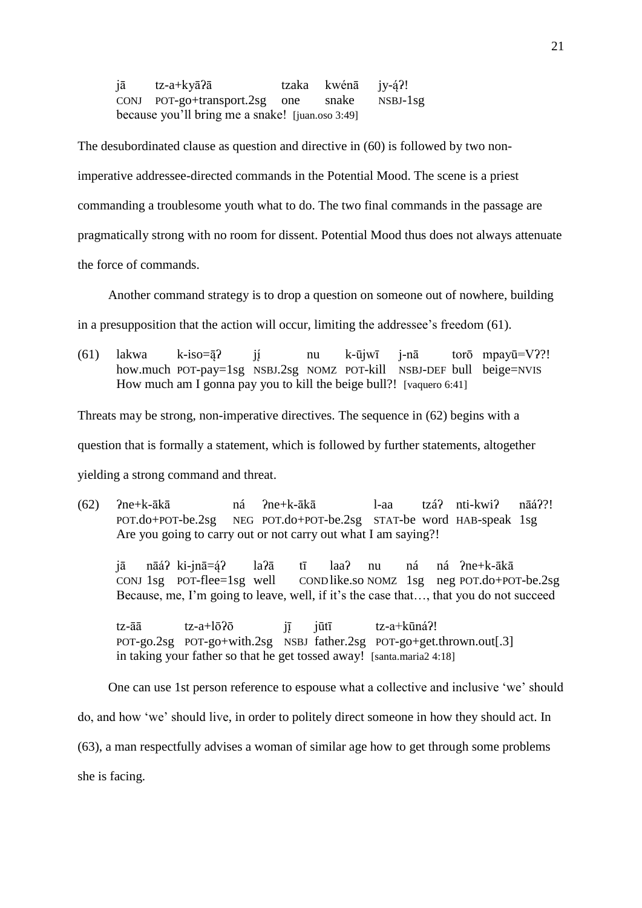jā tz-a+kyāʔā tzaka kwénā jy-ą́ʔ!
CONJ POT-go+transport.2sg one snake NSBJ-1sg
because you'll bring me a snake! [juan.oso 3:49]

The desubordinated clause as question and directive in (60) is followed by two non-imperative addressee-directed commands in the Potential Mood. The scene is a priest commanding a troublesome youth what to do. The two final commands in the passage are pragmatically strong with no room for dissent. Potential Mood thus does not always attenuate the force of commands.

Another command strategy is to drop a question on someone out of nowhere, building in a presupposition that the action will occur, limiting the addressee's freedom (61).

(61) lakwa k-iso=ą̄ʔ jį́ nu k-ūjwī j-nā torō mpayū=Vʔ?!
how.much POT-pay=1sg NSBJ.2sg NOMZ POT-kill NSBJ-DEF bull beige=NVIS
How much am I gonna pay you to kill the beige bull?! [vaquero 6:41]

Threats may be strong, non-imperative directives. The sequence in (62) begins with a question that is formally a statement, which is followed by further statements, altogether yielding a strong command and threat.

(62) ʔne+k-ākā ná ʔne+k-ākā l-aa tzáʔ nti-kwiʔ nāáʔ?!
POT.do+POT-be.2sg NEG POT.do+POT-be.2sg STAT-be word HAB-speak 1sg
Are you going to carry out or not carry out what I am saying?!

jā nāáʔ ki-jnā=ą́ʔ laʔā tī laaʔ nu ná ná ʔne+k-ākā
CONJ 1sg POT-flee=1sg well COND like.so NOMZ 1sg neg POT.do+POT-be.2sg
Because, me, I'm going to leave, well, if it's the case that…, that you do not succeed

tz-āā tz-a+lōʔō jī̜ jūtī tz-a+kūnáʔ!
POT-go.2sg POT-go+with.2sg NSBJ father.2sg POT-go+get.thrown.out[.3]
in taking your father so that he get tossed away! [santa.maria2 4:18]

One can use 1st person reference to espouse what a collective and inclusive 'we' should do, and how 'we' should live, in order to politely direct someone in how they should act. In (63), a man respectfully advises a woman of similar age how to get through some problems she is facing.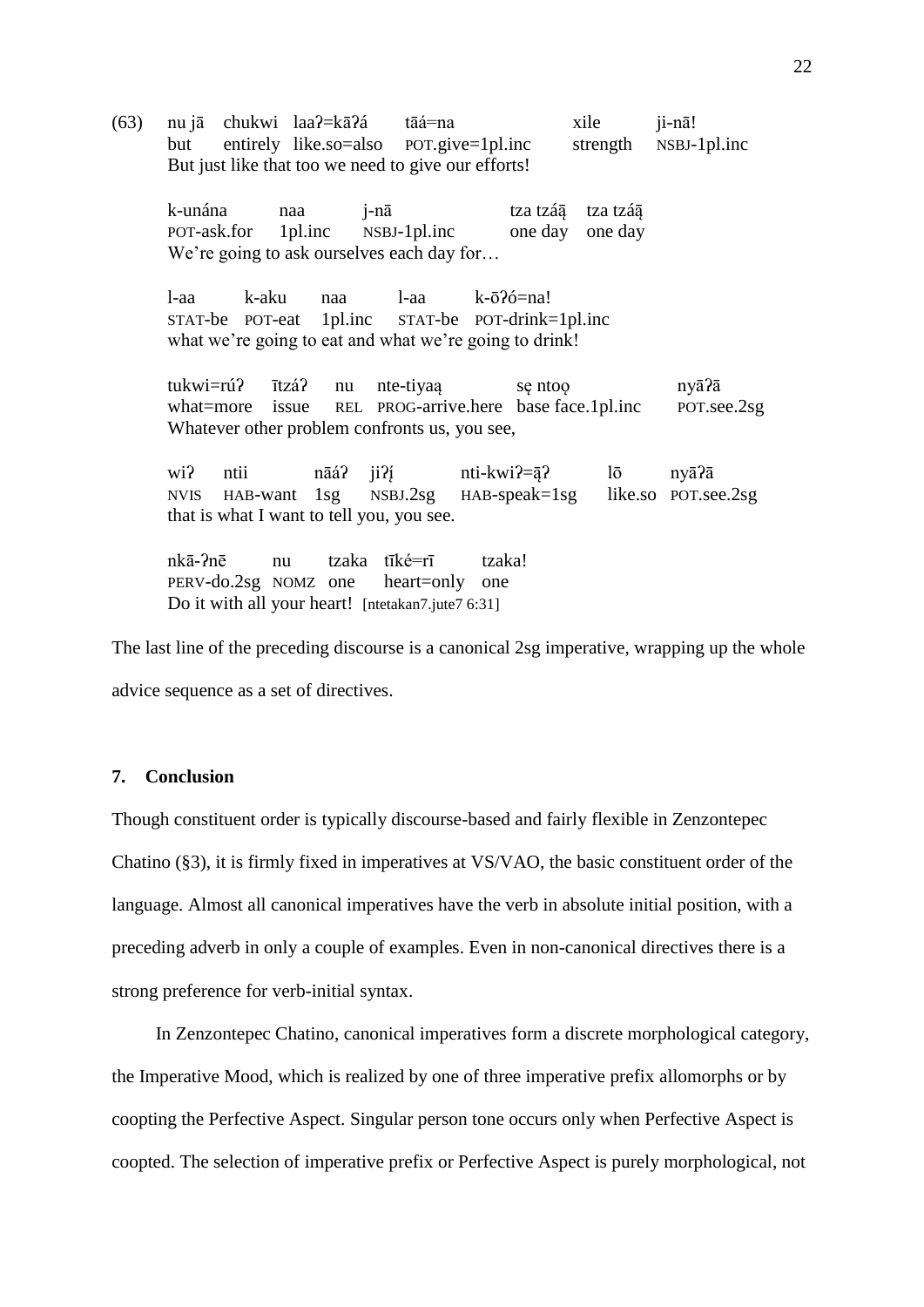(63) nu jā chukwi laaʔ=kāʔá tāá=na xile ji-nā!
but entirely like.so=also POT.give=1pl.inc strength NSBJ-1pl.inc
But just like that too we need to give our efforts!

k-unána naa j-nā tza tzáą̄ tza tzáą̄
POT-ask.for 1pl.inc NSBJ-1pl.inc one day one day
We're going to ask ourselves each day for…

l-aa k-aku naa l-aa k-ōʔó=na!
STAT-be POT-eat 1pl.inc STAT-be POT-drink=1pl.inc
what we're going to eat and what we're going to drink!

tukwi=rúʔ ītzáʔ nu nte-tiyaą sę ntoǫ nyāʔā
what=more issue REL PROG-arrive.here base face.1pl.inc POT.see.2sg
Whatever other problem confronts us, you see,

wiʔ ntii nāáʔ jiʔį́ nti-kwiʔ=ą̄ʔ lō nyāʔā
NVIS HAB-want 1sg NSBJ.2sg HAB-speak=1sg like.so POT.see.2sg
that is what I want to tell you, you see.

nkā-ʔnē nu tzaka tīké=rī tzaka!
PERV-do.2sg NOMZ one heart=only one
Do it with all your heart! [ntetakan7.jute7 6:31]

The last line of the preceding discourse is a canonical 2sg imperative, wrapping up the whole advice sequence as a set of directives.

## 7. Conclusion

Though constituent order is typically discourse-based and fairly flexible in Zenzontepec Chatino (§3), it is firmly fixed in imperatives at VS/VAO, the basic constituent order of the language. Almost all canonical imperatives have the verb in absolute initial position, with a preceding adverb in only a couple of examples. Even in non-canonical directives there is a strong preference for verb-initial syntax.

In Zenzontepec Chatino, canonical imperatives form a discrete morphological category, the Imperative Mood, which is realized by one of three imperative prefix allomorphs or by coopting the Perfective Aspect. Singular person tone occurs only when Perfective Aspect is coopted. The selection of imperative prefix or Perfective Aspect is purely morphological, not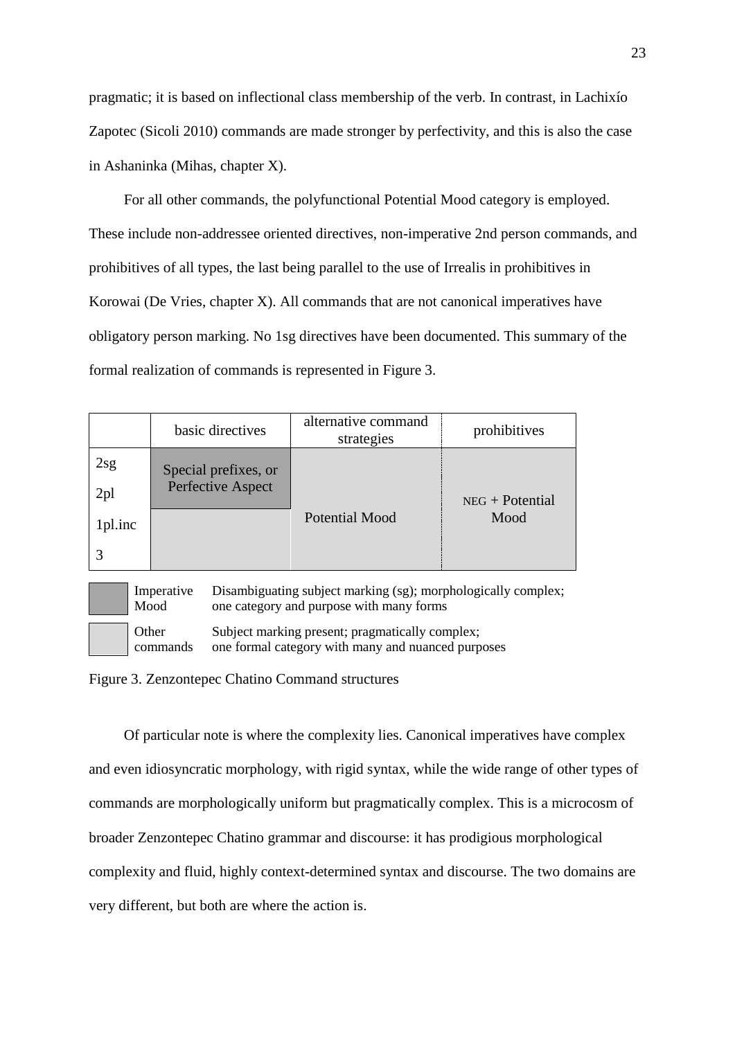pragmatic; it is based on inflectional class membership of the verb. In contrast, in Lachixío Zapotec (Sicoli 2010) commands are made stronger by perfectivity, and this is also the case in Ashaninka (Mihas, chapter X).

For all other commands, the polyfunctional Potential Mood category is employed. These include non-addressee oriented directives, non-imperative 2nd person commands, and prohibitives of all types, the last being parallel to the use of Irrealis in prohibitives in Korowai (De Vries, chapter X). All commands that are not canonical imperatives have obligatory person marking. No 1sg directives have been documented. This summary of the formal realization of commands is represented in Figure 3.

| | basic directives | alternative command strategies | prohibitives |
|---|---|---|---|
| 2sg | Special prefixes, or Perfective Aspect | Potential Mood | NEG + Potential Mood |
| 2pl | | | |
| 1pl.inc | | | |
| 3 | | | |

| | | |
|---|---|---|
| (dark) | Imperative Mood | Disambiguating subject marking (sg); morphologically complex; one category and purpose with many forms |
| (light) | Other commands | Subject marking present; pragmatically complex; one formal category with many and nuanced purposes |

Figure 3. Zenzontepec Chatino Command structures

Of particular note is where the complexity lies. Canonical imperatives have complex and even idiosyncratic morphology, with rigid syntax, while the wide range of other types of commands are morphologically uniform but pragmatically complex. This is a microcosm of broader Zenzontepec Chatino grammar and discourse: it has prodigious morphological complexity and fluid, highly context-determined syntax and discourse. The two domains are very different, but both are where the action is.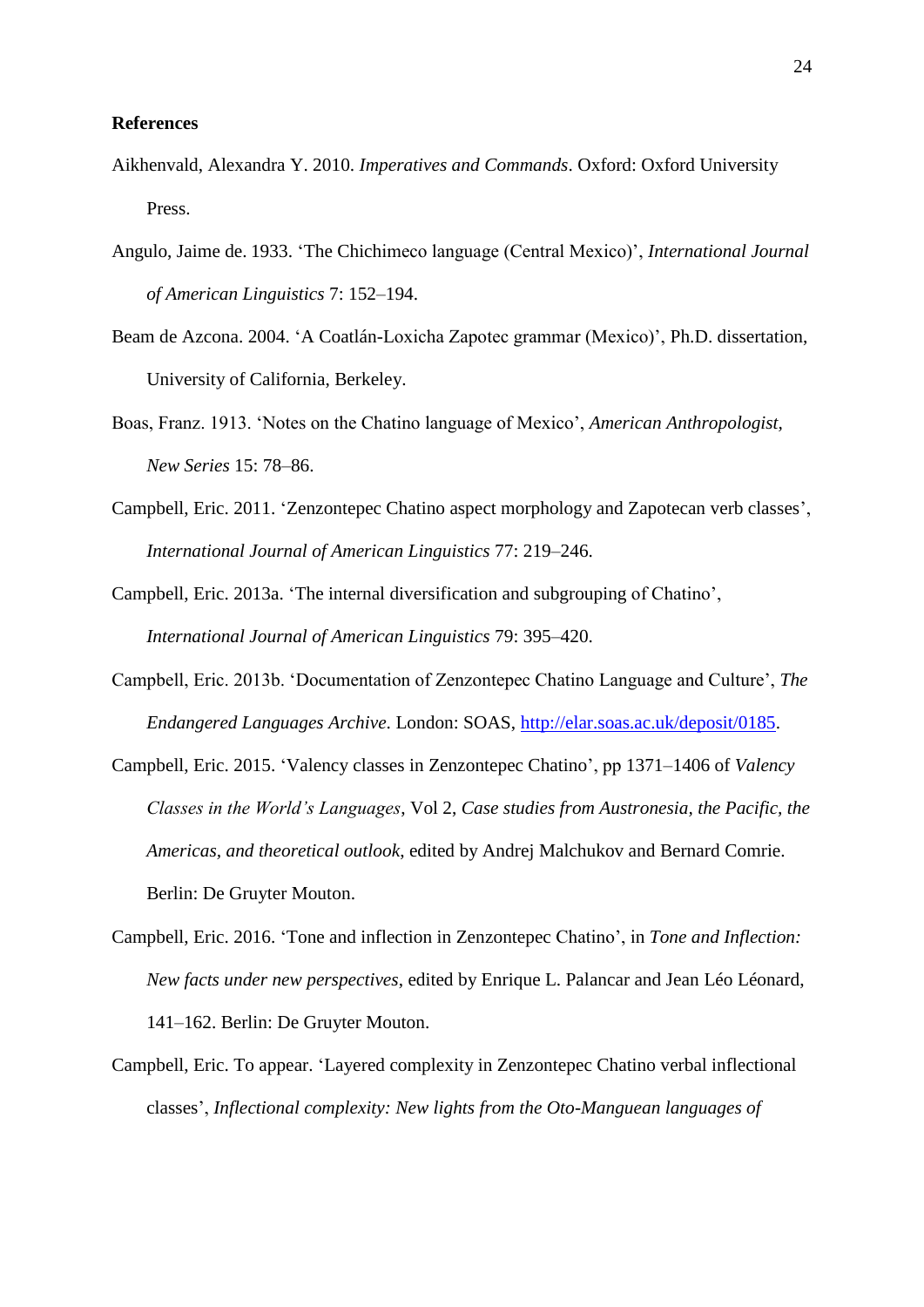**References**

Aikhenvald, Alexandra Y. 2010. *Imperatives and Commands*. Oxford: Oxford University Press.

Angulo, Jaime de. 1933. 'The Chichimeco language (Central Mexico)', *International Journal of American Linguistics* 7: 152–194.

Beam de Azcona. 2004. 'A Coatlán-Loxicha Zapotec grammar (Mexico)', Ph.D. dissertation, University of California, Berkeley.

Boas, Franz. 1913. 'Notes on the Chatino language of Mexico', *American Anthropologist, New Series* 15: 78–86.

Campbell, Eric. 2011. 'Zenzontepec Chatino aspect morphology and Zapotecan verb classes', *International Journal of American Linguistics* 77: 219–246.

Campbell, Eric. 2013a. 'The internal diversification and subgrouping of Chatino', *International Journal of American Linguistics* 79: 395–420.

Campbell, Eric. 2013b. 'Documentation of Zenzontepec Chatino Language and Culture', *The Endangered Languages Archive*. London: SOAS, http://elar.soas.ac.uk/deposit/0185.

Campbell, Eric. 2015. 'Valency classes in Zenzontepec Chatino', pp 1371–1406 of *Valency Classes in the World's Languages*, Vol 2, *Case studies from Austronesia, the Pacific, the Americas, and theoretical outlook*, edited by Andrej Malchukov and Bernard Comrie. Berlin: De Gruyter Mouton.

Campbell, Eric. 2016. 'Tone and inflection in Zenzontepec Chatino', in *Tone and Inflection: New facts under new perspectives*, edited by Enrique L. Palancar and Jean Léo Léonard, 141–162. Berlin: De Gruyter Mouton.

Campbell, Eric. To appear. 'Layered complexity in Zenzontepec Chatino verbal inflectional classes', *Inflectional complexity: New lights from the Oto-Manguean languages of*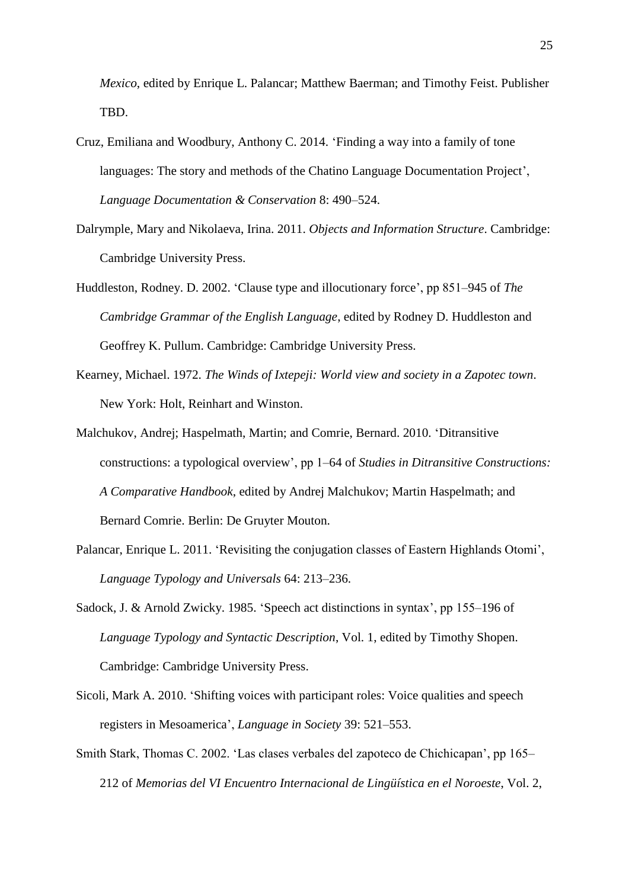*Mexico*, edited by Enrique L. Palancar; Matthew Baerman; and Timothy Feist. Publisher TBD.

Cruz, Emiliana and Woodbury, Anthony C. 2014. 'Finding a way into a family of tone languages: The story and methods of the Chatino Language Documentation Project', *Language Documentation & Conservation* 8: 490–524.

Dalrymple, Mary and Nikolaeva, Irina. 2011. *Objects and Information Structure*. Cambridge: Cambridge University Press.

Huddleston, Rodney. D. 2002. 'Clause type and illocutionary force', pp 851–945 of *The Cambridge Grammar of the English Language*, edited by Rodney D. Huddleston and Geoffrey K. Pullum. Cambridge: Cambridge University Press.

Kearney, Michael. 1972. *The Winds of Ixtepeji: World view and society in a Zapotec town*. New York: Holt, Reinhart and Winston.

Malchukov, Andrej; Haspelmath, Martin; and Comrie, Bernard. 2010. 'Ditransitive constructions: a typological overview', pp 1–64 of *Studies in Ditransitive Constructions: A Comparative Handbook*, edited by Andrej Malchukov; Martin Haspelmath; and Bernard Comrie. Berlin: De Gruyter Mouton.

Palancar, Enrique L. 2011. 'Revisiting the conjugation classes of Eastern Highlands Otomi', *Language Typology and Universals* 64: 213–236.

Sadock, J. & Arnold Zwicky. 1985. 'Speech act distinctions in syntax', pp 155–196 of *Language Typology and Syntactic Description*, Vol. 1, edited by Timothy Shopen. Cambridge: Cambridge University Press.

Sicoli, Mark A. 2010. 'Shifting voices with participant roles: Voice qualities and speech registers in Mesoamerica', *Language in Society* 39: 521–553.

Smith Stark, Thomas C. 2002. 'Las clases verbales del zapoteco de Chichicapan', pp 165–212 of *Memorias del VI Encuentro Internacional de Lingüística en el Noroeste*, Vol. 2,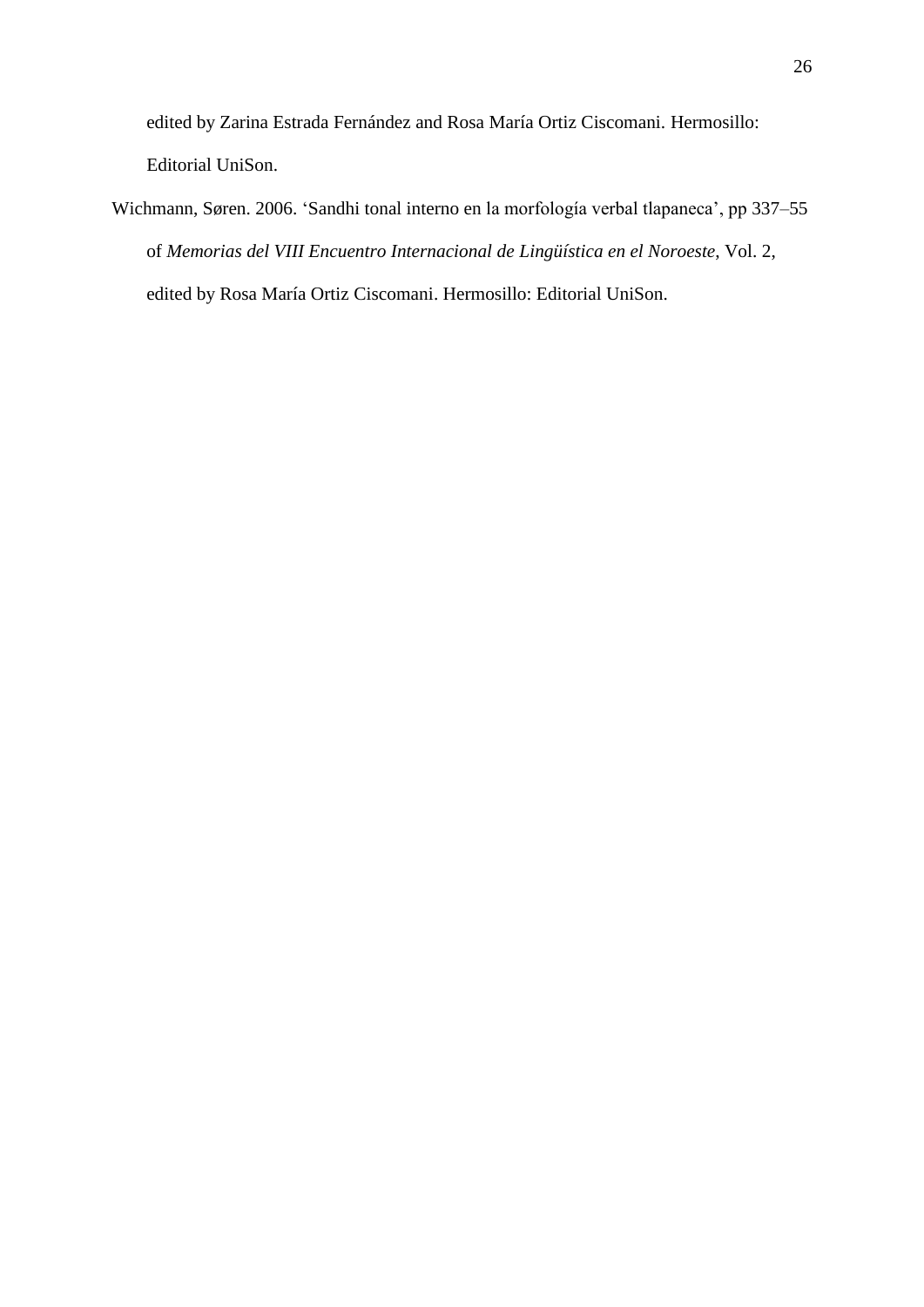edited by Zarina Estrada Fernández and Rosa María Ortiz Ciscomani. Hermosillo: Editorial UniSon.

Wichmann, Søren. 2006. 'Sandhi tonal interno en la morfología verbal tlapaneca', pp 337–55 of *Memorias del VIII Encuentro Internacional de Lingüística en el Noroeste*, Vol. 2, edited by Rosa María Ortiz Ciscomani. Hermosillo: Editorial UniSon.